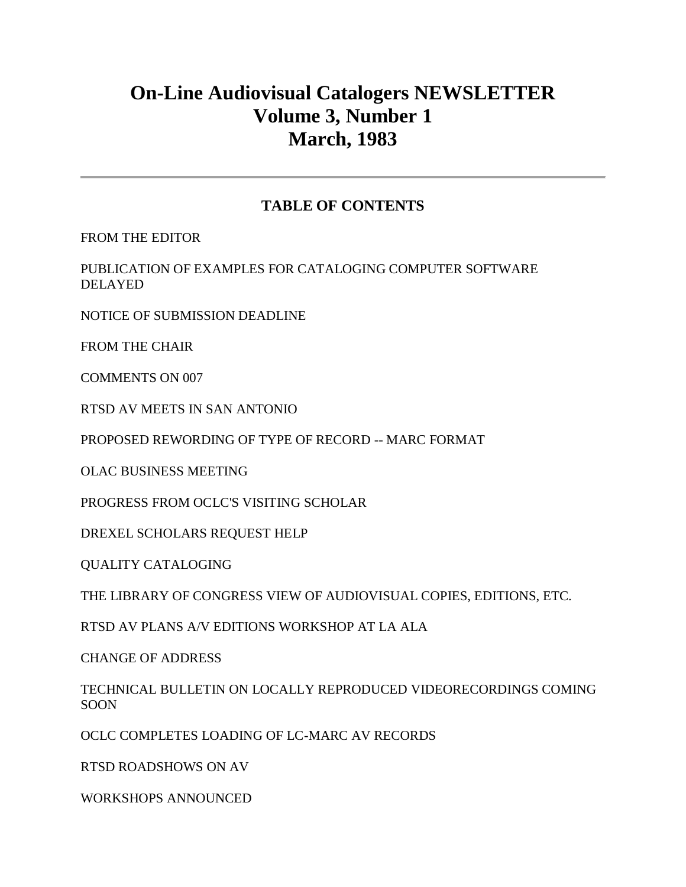# On-Line Audiovisual Catalogers NEWSLETTER
# Volume 3, Number 1
# March, 1983

---

## TABLE OF CONTENTS

FROM THE EDITOR

PUBLICATION OF EXAMPLES FOR CATALOGING COMPUTER SOFTWARE DELAYED

NOTICE OF SUBMISSION DEADLINE

FROM THE CHAIR

COMMENTS ON 007

RTSD AV MEETS IN SAN ANTONIO

PROPOSED REWORDING OF TYPE OF RECORD -- MARC FORMAT

OLAC BUSINESS MEETING

PROGRESS FROM OCLC'S VISITING SCHOLAR

DREXEL SCHOLARS REQUEST HELP

QUALITY CATALOGING

THE LIBRARY OF CONGRESS VIEW OF AUDIOVISUAL COPIES, EDITIONS, ETC.

RTSD AV PLANS A/V EDITIONS WORKSHOP AT LA ALA

CHANGE OF ADDRESS

TECHNICAL BULLETIN ON LOCALLY REPRODUCED VIDEORECORDINGS COMING SOON

OCLC COMPLETES LOADING OF LC-MARC AV RECORDS

RTSD ROADSHOWS ON AV

WORKSHOPS ANNOUNCED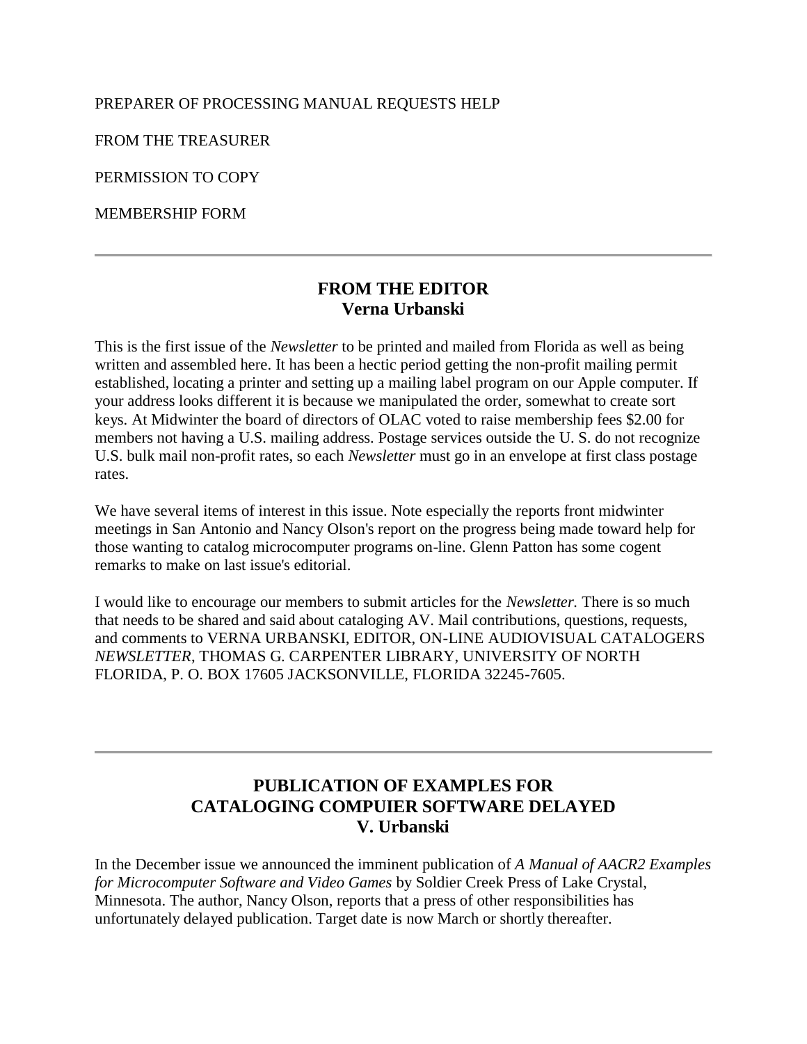PREPARER OF PROCESSING MANUAL REQUESTS HELP

FROM THE TREASURER

PERMISSION TO COPY

MEMBERSHIP FORM

---

## FROM THE EDITOR
## Verna Urbanski

This is the first issue of the *Newsletter* to be printed and mailed from Florida as well as being written and assembled here. It has been a hectic period getting the non-profit mailing permit established, locating a printer and setting up a mailing label program on our Apple computer. If your address looks different it is because we manipulated the order, somewhat to create sort keys. At Midwinter the board of directors of OLAC voted to raise membership fees $2.00 for members not having a U.S. mailing address. Postage services outside the U. S. do not recognize U.S. bulk mail non-profit rates, so each *Newsletter* must go in an envelope at first class postage rates.

We have several items of interest in this issue. Note especially the reports front midwinter meetings in San Antonio and Nancy Olson's report on the progress being made toward help for those wanting to catalog microcomputer programs on-line. Glenn Patton has some cogent remarks to make on last issue's editorial.

I would like to encourage our members to submit articles for the *Newsletter.* There is so much that needs to be shared and said about cataloging AV. Mail contributions, questions, requests, and comments to VERNA URBANSKI, EDITOR, ON-LINE AUDIOVISUAL CATALOGERS *NEWSLETTER*, THOMAS G. CARPENTER LIBRARY, UNIVERSITY OF NORTH FLORIDA, P. O. BOX 17605 JACKSONVILLE, FLORIDA 32245-7605.

---

## PUBLICATION OF EXAMPLES FOR CATALOGING COMPUIER SOFTWARE DELAYED
## V. Urbanski

In the December issue we announced the imminent publication of *A Manual of AACR2 Examples for Microcomputer Software and Video Games* by Soldier Creek Press of Lake Crystal, Minnesota. The author, Nancy Olson, reports that a press of other responsibilities has unfortunately delayed publication. Target date is now March or shortly thereafter.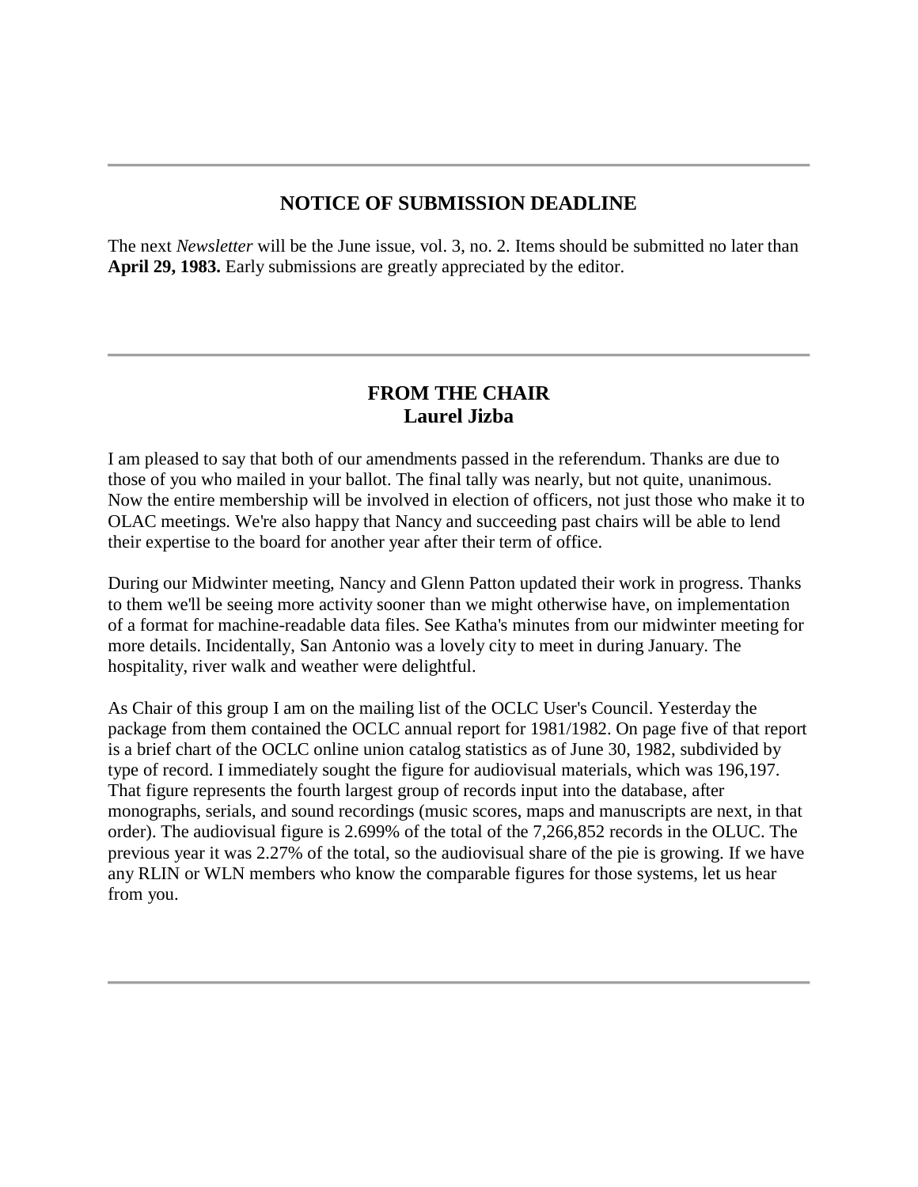---

## NOTICE OF SUBMISSION DEADLINE

The next *Newsletter* will be the June issue, vol. 3, no. 2. Items should be submitted no later than **April 29, 1983.** Early submissions are greatly appreciated by the editor.

---

## FROM THE CHAIR
## Laurel Jizba

I am pleased to say that both of our amendments passed in the referendum. Thanks are due to those of you who mailed in your ballot. The final tally was nearly, but not quite, unanimous. Now the entire membership will be involved in election of officers, not just those who make it to OLAC meetings. We're also happy that Nancy and succeeding past chairs will be able to lend their expertise to the board for another year after their term of office.

During our Midwinter meeting, Nancy and Glenn Patton updated their work in progress. Thanks to them we'll be seeing more activity sooner than we might otherwise have, on implementation of a format for machine-readable data files. See Katha's minutes from our midwinter meeting for more details. Incidentally, San Antonio was a lovely city to meet in during January. The hospitality, river walk and weather were delightful.

As Chair of this group I am on the mailing list of the OCLC User's Council. Yesterday the package from them contained the OCLC annual report for 1981/1982. On page five of that report is a brief chart of the OCLC online union catalog statistics as of June 30, 1982, subdivided by type of record. I immediately sought the figure for audiovisual materials, which was 196,197. That figure represents the fourth largest group of records input into the database, after monographs, serials, and sound recordings (music scores, maps and manuscripts are next, in that order). The audiovisual figure is 2.699% of the total of the 7,266,852 records in the OLUC. The previous year it was 2.27% of the total, so the audiovisual share of the pie is growing. If we have any RLIN or WLN members who know the comparable figures for those systems, let us hear from you.

---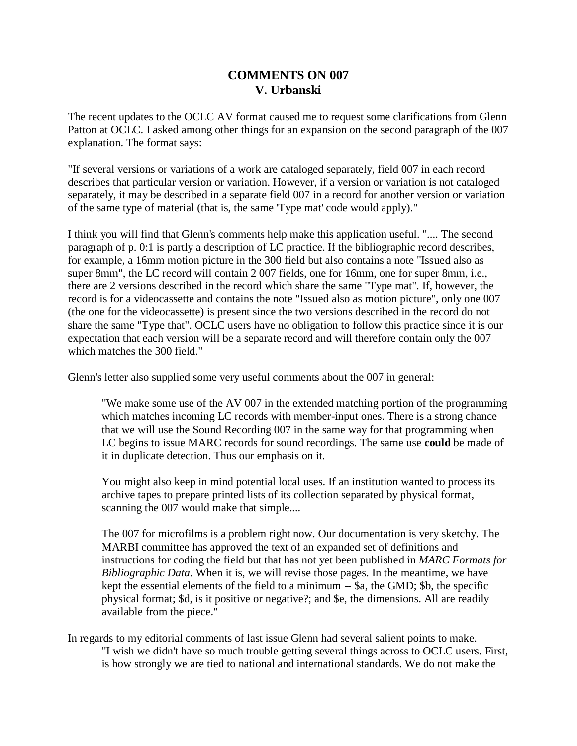# COMMENTS ON 007
## V. Urbanski

The recent updates to the OCLC AV format caused me to request some clarifications from Glenn Patton at OCLC. I asked among other things for an expansion on the second paragraph of the 007 explanation. The format says:

"If several versions or variations of a work are cataloged separately, field 007 in each record describes that particular version or variation. However, if a version or variation is not cataloged separately, it may be described in a separate field 007 in a record for another version or variation of the same type of material (that is, the same 'Type mat' code would apply)."

I think you will find that Glenn's comments help make this application useful. ".... The second paragraph of p. 0:1 is partly a description of LC practice. If the bibliographic record describes, for example, a 16mm motion picture in the 300 field but also contains a note "Issued also as super 8mm", the LC record will contain 2 007 fields, one for 16mm, one for super 8mm, i.e., there are 2 versions described in the record which share the same "Type mat". If, however, the record is for a videocassette and contains the note "Issued also as motion picture", only one 007 (the one for the videocassette) is present since the two versions described in the record do not share the same "Type that". OCLC users have no obligation to follow this practice since it is our expectation that each version will be a separate record and will therefore contain only the 007 which matches the 300 field."

Glenn's letter also supplied some very useful comments about the 007 in general:

> "We make some use of the AV 007 in the extended matching portion of the programming which matches incoming LC records with member-input ones. There is a strong chance that we will use the Sound Recording 007 in the same way for that programming when LC begins to issue MARC records for sound recordings. The same use **could** be made of it in duplicate detection. Thus our emphasis on it.
>
> You might also keep in mind potential local uses. If an institution wanted to process its archive tapes to prepare printed lists of its collection separated by physical format, scanning the 007 would make that simple....
>
> The 007 for microfilms is a problem right now. Our documentation is very sketchy. The MARBI committee has approved the text of an expanded set of definitions and instructions for coding the field but that has not yet been published in *MARC Formats for Bibliographic Data.* When it is, we will revise those pages. In the meantime, we have kept the essential elements of the field to a minimum -- $a, the GMD; $b, the specific physical format; $d, is it positive or negative?; and $e, the dimensions. All are readily available from the piece."

In regards to my editorial comments of last issue Glenn had several salient points to make.

> "I wish we didn't have so much trouble getting several things across to OCLC users. First, is how strongly we are tied to national and international standards. We do not make the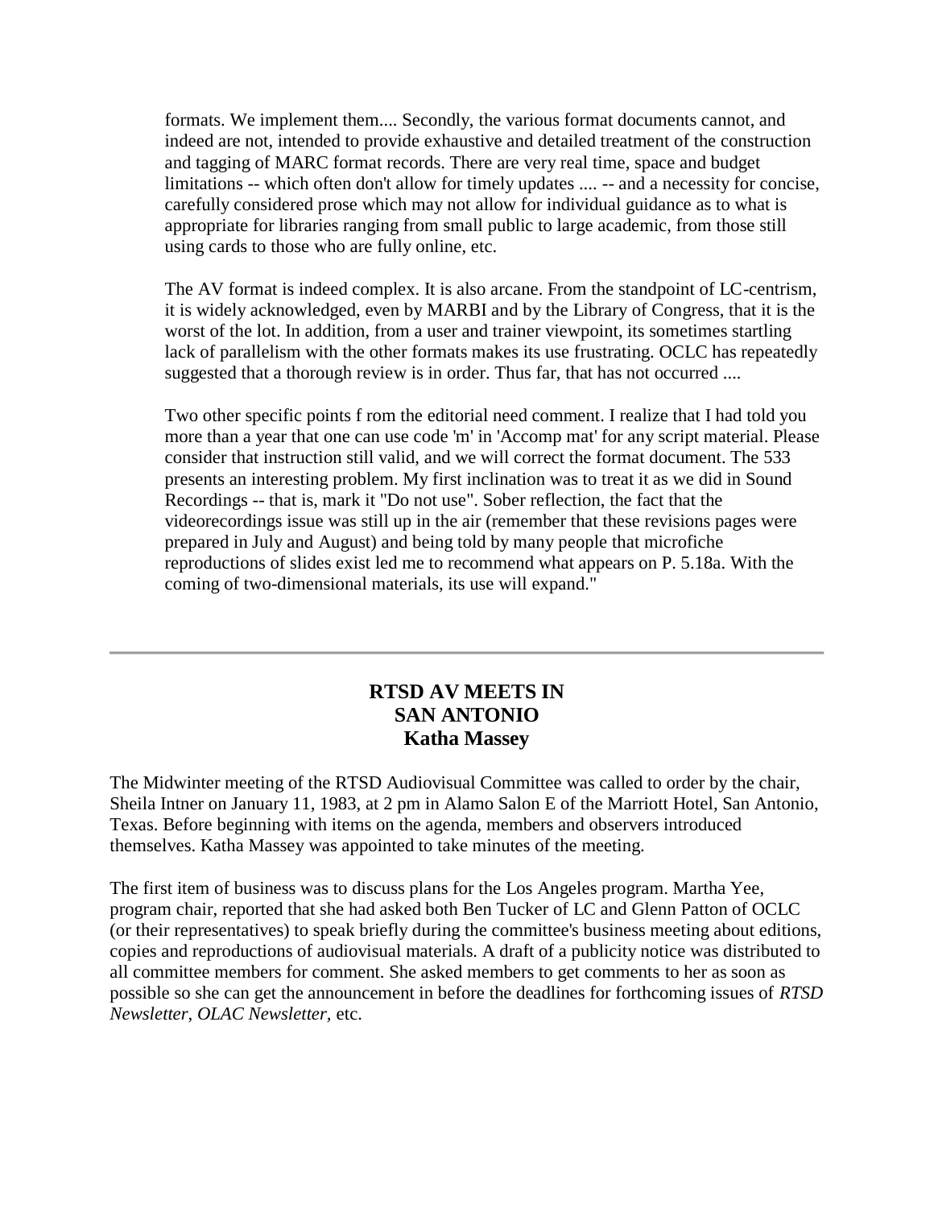formats. We implement them.... Secondly, the various format documents cannot, and indeed are not, intended to provide exhaustive and detailed treatment of the construction and tagging of MARC format records. There are very real time, space and budget limitations -- which often don't allow for timely updates .... -- and a necessity for concise, carefully considered prose which may not allow for individual guidance as to what is appropriate for libraries ranging from small public to large academic, from those still using cards to those who are fully online, etc.

The AV format is indeed complex. It is also arcane. From the standpoint of LC-centrism, it is widely acknowledged, even by MARBI and by the Library of Congress, that it is the worst of the lot. In addition, from a user and trainer viewpoint, its sometimes startling lack of parallelism with the other formats makes its use frustrating. OCLC has repeatedly suggested that a thorough review is in order. Thus far, that has not occurred ....

Two other specific points f rom the editorial need comment. I realize that I had told you more than a year that one can use code 'm' in 'Accomp mat' for any script material. Please consider that instruction still valid, and we will correct the format document. The 533 presents an interesting problem. My first inclination was to treat it as we did in Sound Recordings -- that is, mark it "Do not use". Sober reflection, the fact that the videorecordings issue was still up in the air (remember that these revisions pages were prepared in July and August) and being told by many people that microfiche reproductions of slides exist led me to recommend what appears on P. 5.18a. With the coming of two-dimensional materials, its use will expand."

---

## RTSD AV MEETS IN SAN ANTONIO
### Katha Massey

The Midwinter meeting of the RTSD Audiovisual Committee was called to order by the chair, Sheila Intner on January 11, 1983, at 2 pm in Alamo Salon E of the Marriott Hotel, San Antonio, Texas. Before beginning with items on the agenda, members and observers introduced themselves. Katha Massey was appointed to take minutes of the meeting.

The first item of business was to discuss plans for the Los Angeles program. Martha Yee, program chair, reported that she had asked both Ben Tucker of LC and Glenn Patton of OCLC (or their representatives) to speak briefly during the committee's business meeting about editions, copies and reproductions of audiovisual materials. A draft of a publicity notice was distributed to all committee members for comment. She asked members to get comments to her as soon as possible so she can get the announcement in before the deadlines for forthcoming issues of *RTSD Newsletter, OLAC Newsletter,* etc.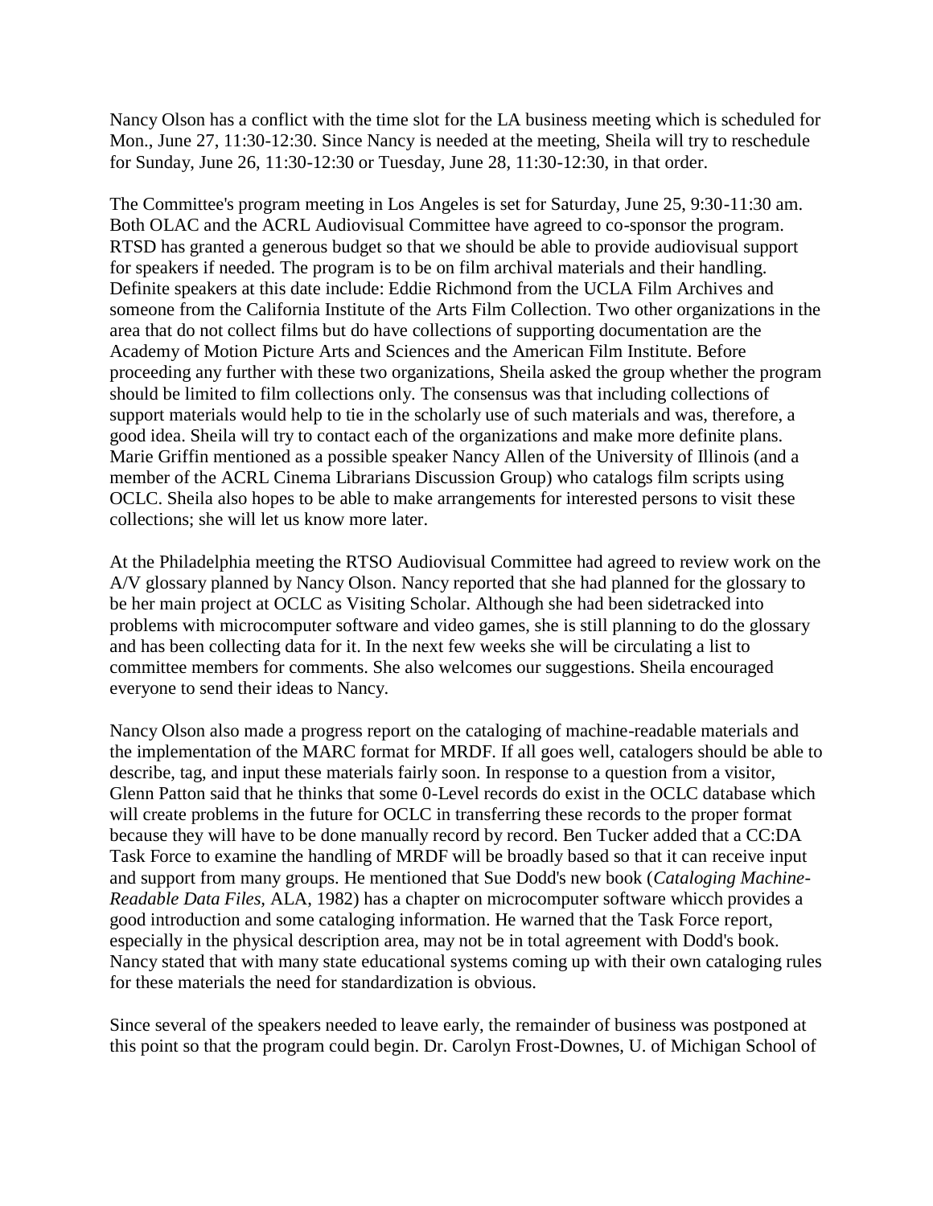Nancy Olson has a conflict with the time slot for the LA business meeting which is scheduled for Mon., June 27, 11:30-12:30. Since Nancy is needed at the meeting, Sheila will try to reschedule for Sunday, June 26, 11:30-12:30 or Tuesday, June 28, 11:30-12:30, in that order.

The Committee's program meeting in Los Angeles is set for Saturday, June 25, 9:30-11:30 am. Both OLAC and the ACRL Audiovisual Committee have agreed to co-sponsor the program. RTSD has granted a generous budget so that we should be able to provide audiovisual support for speakers if needed. The program is to be on film archival materials and their handling. Definite speakers at this date include: Eddie Richmond from the UCLA Film Archives and someone from the California Institute of the Arts Film Collection. Two other organizations in the area that do not collect films but do have collections of supporting documentation are the Academy of Motion Picture Arts and Sciences and the American Film Institute. Before proceeding any further with these two organizations, Sheila asked the group whether the program should be limited to film collections only. The consensus was that including collections of support materials would help to tie in the scholarly use of such materials and was, therefore, a good idea. Sheila will try to contact each of the organizations and make more definite plans. Marie Griffin mentioned as a possible speaker Nancy Allen of the University of Illinois (and a member of the ACRL Cinema Librarians Discussion Group) who catalogs film scripts using OCLC. Sheila also hopes to be able to make arrangements for interested persons to visit these collections; she will let us know more later.

At the Philadelphia meeting the RTSO Audiovisual Committee had agreed to review work on the A/V glossary planned by Nancy Olson. Nancy reported that she had planned for the glossary to be her main project at OCLC as Visiting Scholar. Although she had been sidetracked into problems with microcomputer software and video games, she is still planning to do the glossary and has been collecting data for it. In the next few weeks she will be circulating a list to committee members for comments. She also welcomes our suggestions. Sheila encouraged everyone to send their ideas to Nancy.

Nancy Olson also made a progress report on the cataloging of machine-readable materials and the implementation of the MARC format for MRDF. If all goes well, catalogers should be able to describe, tag, and input these materials fairly soon. In response to a question from a visitor, Glenn Patton said that he thinks that some 0-Level records do exist in the OCLC database which will create problems in the future for OCLC in transferring these records to the proper format because they will have to be done manually record by record. Ben Tucker added that a CC:DA Task Force to examine the handling of MRDF will be broadly based so that it can receive input and support from many groups. He mentioned that Sue Dodd's new book (*Cataloging Machine-Readable Data Files,* ALA, 1982) has a chapter on microcomputer software whicch provides a good introduction and some cataloging information. He warned that the Task Force report, especially in the physical description area, may not be in total agreement with Dodd's book. Nancy stated that with many state educational systems coming up with their own cataloging rules for these materials the need for standardization is obvious.

Since several of the speakers needed to leave early, the remainder of business was postponed at this point so that the program could begin. Dr. Carolyn Frost-Downes, U. of Michigan School of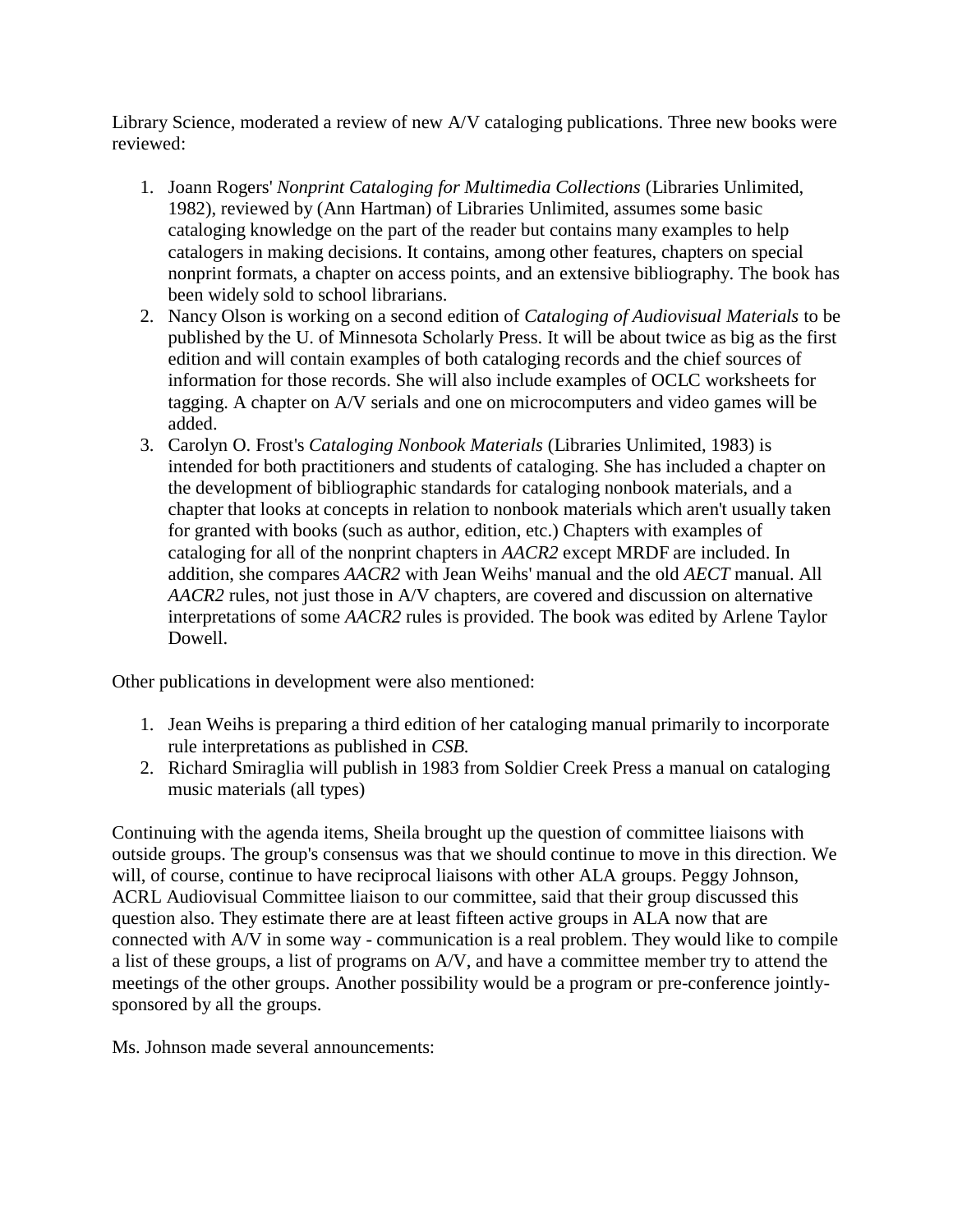Library Science, moderated a review of new A/V cataloging publications. Three new books were reviewed:

1. Joann Rogers' *Nonprint Cataloging for Multimedia Collections* (Libraries Unlimited, 1982), reviewed by (Ann Hartman) of Libraries Unlimited, assumes some basic cataloging knowledge on the part of the reader but contains many examples to help catalogers in making decisions. It contains, among other features, chapters on special nonprint formats, a chapter on access points, and an extensive bibliography. The book has been widely sold to school librarians.
2. Nancy Olson is working on a second edition of *Cataloging of Audiovisual Materials* to be published by the U. of Minnesota Scholarly Press. It will be about twice as big as the first edition and will contain examples of both cataloging records and the chief sources of information for those records. She will also include examples of OCLC worksheets for tagging. A chapter on A/V serials and one on microcomputers and video games will be added.
3. Carolyn O. Frost's *Cataloging Nonbook Materials* (Libraries Unlimited, 1983) is intended for both practitioners and students of cataloging. She has included a chapter on the development of bibliographic standards for cataloging nonbook materials, and a chapter that looks at concepts in relation to nonbook materials which aren't usually taken for granted with books (such as author, edition, etc.) Chapters with examples of cataloging for all of the nonprint chapters in *AACR2* except MRDF are included. In addition, she compares *AACR2* with Jean Weihs' manual and the old *AECT* manual. All *AACR2* rules, not just those in A/V chapters, are covered and discussion on alternative interpretations of some *AACR2* rules is provided. The book was edited by Arlene Taylor Dowell.

Other publications in development were also mentioned:

1. Jean Weihs is preparing a third edition of her cataloging manual primarily to incorporate rule interpretations as published in *CSB.*
2. Richard Smiraglia will publish in 1983 from Soldier Creek Press a manual on cataloging music materials (all types)

Continuing with the agenda items, Sheila brought up the question of committee liaisons with outside groups. The group's consensus was that we should continue to move in this direction. We will, of course, continue to have reciprocal liaisons with other ALA groups. Peggy Johnson, ACRL Audiovisual Committee liaison to our committee, said that their group discussed this question also. They estimate there are at least fifteen active groups in ALA now that are connected with A/V in some way - communication is a real problem. They would like to compile a list of these groups, a list of programs on A/V, and have a committee member try to attend the meetings of the other groups. Another possibility would be a program or pre-conference jointly-sponsored by all the groups.

Ms. Johnson made several announcements: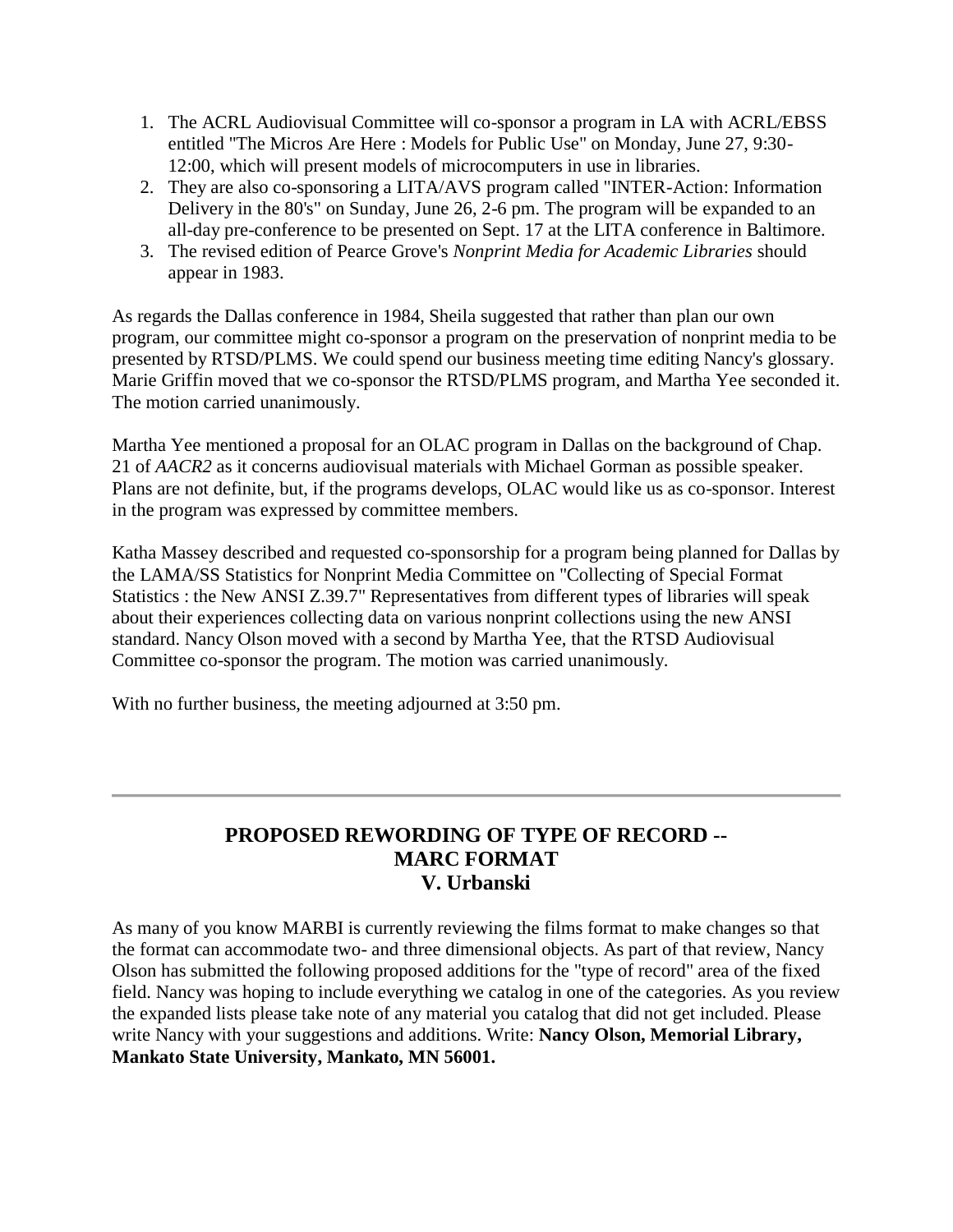1. The ACRL Audiovisual Committee will co-sponsor a program in LA with ACRL/EBSS entitled "The Micros Are Here : Models for Public Use" on Monday, June 27, 9:30-12:00, which will present models of microcomputers in use in libraries.
2. They are also co-sponsoring a LITA/AVS program called "INTER-Action: Information Delivery in the 80's" on Sunday, June 26, 2-6 pm. The program will be expanded to an all-day pre-conference to be presented on Sept. 17 at the LITA conference in Baltimore.
3. The revised edition of Pearce Grove's *Nonprint Media for Academic Libraries* should appear in 1983.

As regards the Dallas conference in 1984, Sheila suggested that rather than plan our own program, our committee might co-sponsor a program on the preservation of nonprint media to be presented by RTSD/PLMS. We could spend our business meeting time editing Nancy's glossary. Marie Griffin moved that we co-sponsor the RTSD/PLMS program, and Martha Yee seconded it. The motion carried unanimously.

Martha Yee mentioned a proposal for an OLAC program in Dallas on the background of Chap. 21 of *AACR2* as it concerns audiovisual materials with Michael Gorman as possible speaker. Plans are not definite, but, if the programs develops, OLAC would like us as co-sponsor. Interest in the program was expressed by committee members.

Katha Massey described and requested co-sponsorship for a program being planned for Dallas by the LAMA/SS Statistics for Nonprint Media Committee on "Collecting of Special Format Statistics : the New ANSI Z.39.7" Representatives from different types of libraries will speak about their experiences collecting data on various nonprint collections using the new ANSI standard. Nancy Olson moved with a second by Martha Yee, that the RTSD Audiovisual Committee co-sponsor the program. The motion was carried unanimously.

With no further business, the meeting adjourned at 3:50 pm.

---

## PROPOSED REWORDING OF TYPE OF RECORD -- MARC FORMAT
## V. Urbanski

As many of you know MARBI is currently reviewing the films format to make changes so that the format can accommodate two- and three dimensional objects. As part of that review, Nancy Olson has submitted the following proposed additions for the "type of record" area of the fixed field. Nancy was hoping to include everything we catalog in one of the categories. As you review the expanded lists please take note of any material you catalog that did not get included. Please write Nancy with your suggestions and additions. Write: **Nancy Olson, Memorial Library, Mankato State University, Mankato, MN 56001.**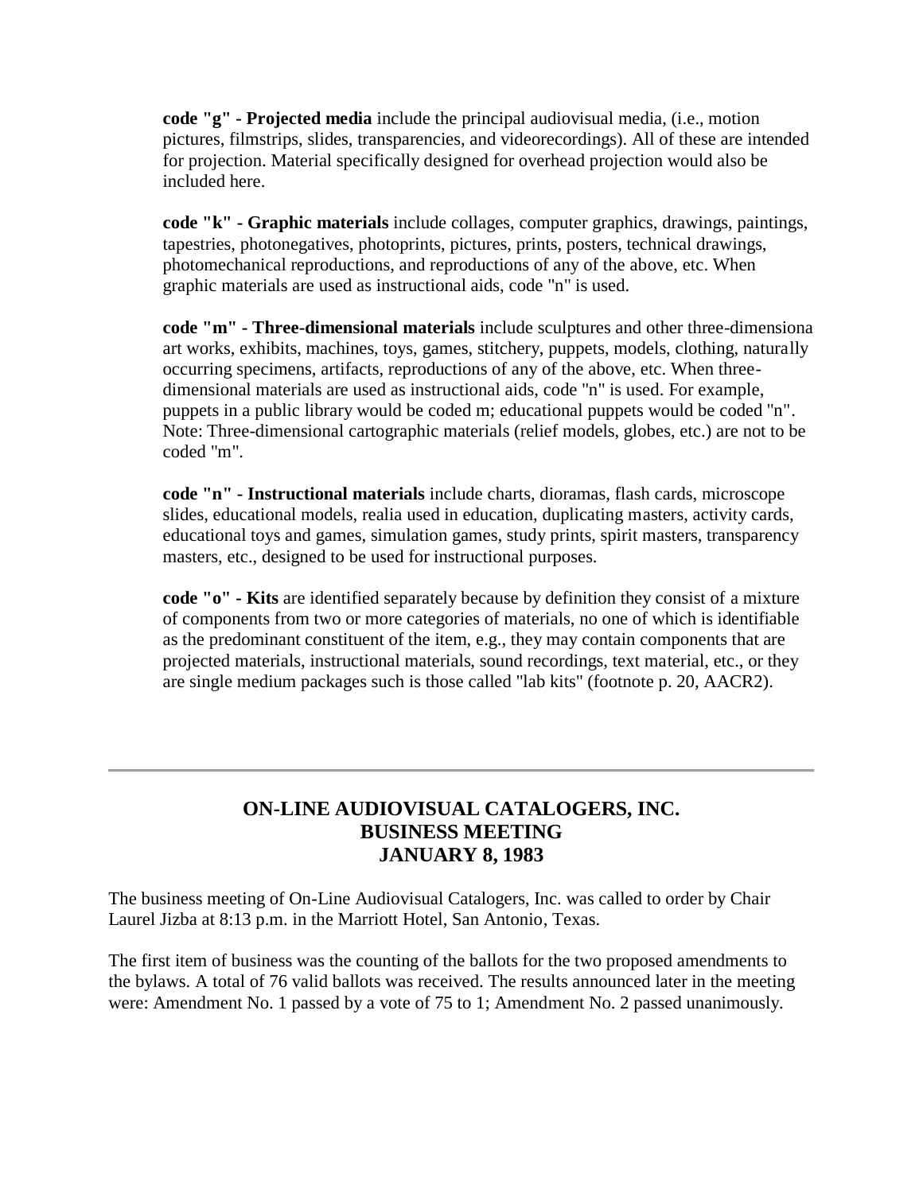**code "g" - Projected media** include the principal audiovisual media, (i.e., motion pictures, filmstrips, slides, transparencies, and videorecordings). All of these are intended for projection. Material specifically designed for overhead projection would also be included here.

**code "k" - Graphic materials** include collages, computer graphics, drawings, paintings, tapestries, photonegatives, photoprints, pictures, prints, posters, technical drawings, photomechanical reproductions, and reproductions of any of the above, etc. When graphic materials are used as instructional aids, code "n" is used.

**code "m" - Three-dimensional materials** include sculptures and other three-dimensiona art works, exhibits, machines, toys, games, stitchery, puppets, models, clothing, naturally occurring specimens, artifacts, reproductions of any of the above, etc. When three-dimensional materials are used as instructional aids, code "n" is used. For example, puppets in a public library would be coded m; educational puppets would be coded "n". Note: Three-dimensional cartographic materials (relief models, globes, etc.) are not to be coded "m".

**code "n" - Instructional materials** include charts, dioramas, flash cards, microscope slides, educational models, realia used in education, duplicating masters, activity cards, educational toys and games, simulation games, study prints, spirit masters, transparency masters, etc., designed to be used for instructional purposes.

**code "o" - Kits** are identified separately because by definition they consist of a mixture of components from two or more categories of materials, no one of which is identifiable as the predominant constituent of the item, e.g., they may contain components that are projected materials, instructional materials, sound recordings, text material, etc., or they are single medium packages such is those called "lab kits" (footnote p. 20, AACR2).

---

## ON-LINE AUDIOVISUAL CATALOGERS, INC.
## BUSINESS MEETING
## JANUARY 8, 1983

The business meeting of On-Line Audiovisual Catalogers, Inc. was called to order by Chair Laurel Jizba at 8:13 p.m. in the Marriott Hotel, San Antonio, Texas.

The first item of business was the counting of the ballots for the two proposed amendments to the bylaws. A total of 76 valid ballots was received. The results announced later in the meeting were: Amendment No. 1 passed by a vote of 75 to 1; Amendment No. 2 passed unanimously.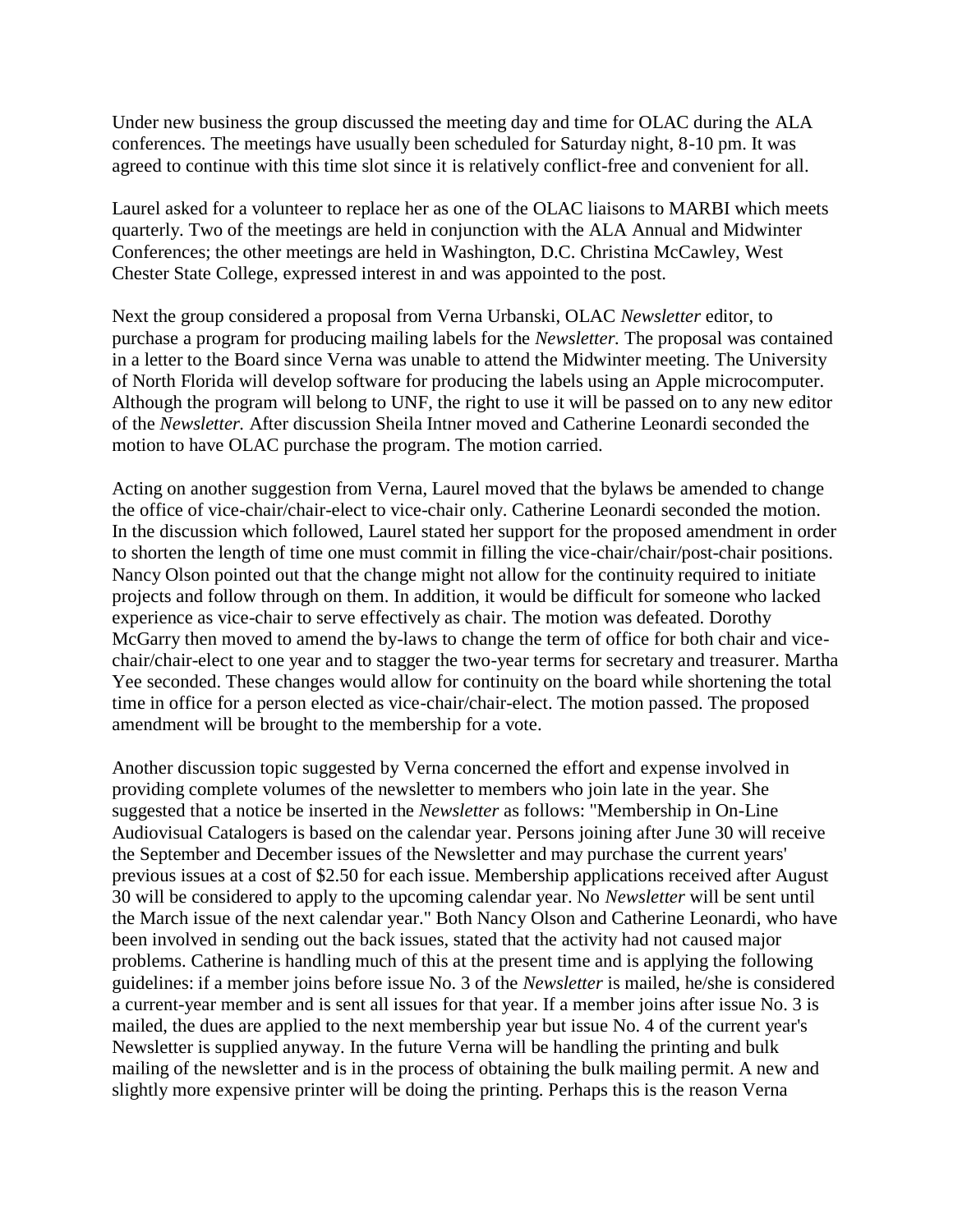Under new business the group discussed the meeting day and time for OLAC during the ALA conferences. The meetings have usually been scheduled for Saturday night, 8-10 pm. It was agreed to continue with this time slot since it is relatively conflict-free and convenient for all.

Laurel asked for a volunteer to replace her as one of the OLAC liaisons to MARBI which meets quarterly. Two of the meetings are held in conjunction with the ALA Annual and Midwinter Conferences; the other meetings are held in Washington, D.C. Christina McCawley, West Chester State College, expressed interest in and was appointed to the post.

Next the group considered a proposal from Verna Urbanski, OLAC *Newsletter* editor, to purchase a program for producing mailing labels for the *Newsletter.* The proposal was contained in a letter to the Board since Verna was unable to attend the Midwinter meeting. The University of North Florida will develop software for producing the labels using an Apple microcomputer. Although the program will belong to UNF, the right to use it will be passed on to any new editor of the *Newsletter.* After discussion Sheila Intner moved and Catherine Leonardi seconded the motion to have OLAC purchase the program. The motion carried.

Acting on another suggestion from Verna, Laurel moved that the bylaws be amended to change the office of vice-chair/chair-elect to vice-chair only. Catherine Leonardi seconded the motion. In the discussion which followed, Laurel stated her support for the proposed amendment in order to shorten the length of time one must commit in filling the vice-chair/chair/post-chair positions. Nancy Olson pointed out that the change might not allow for the continuity required to initiate projects and follow through on them. In addition, it would be difficult for someone who lacked experience as vice-chair to serve effectively as chair. The motion was defeated. Dorothy McGarry then moved to amend the by-laws to change the term of office for both chair and vice-chair/chair-elect to one year and to stagger the two-year terms for secretary and treasurer. Martha Yee seconded. These changes would allow for continuity on the board while shortening the total time in office for a person elected as vice-chair/chair-elect. The motion passed. The proposed amendment will be brought to the membership for a vote.

Another discussion topic suggested by Verna concerned the effort and expense involved in providing complete volumes of the newsletter to members who join late in the year. She suggested that a notice be inserted in the *Newsletter* as follows: "Membership in On-Line Audiovisual Catalogers is based on the calendar year. Persons joining after June 30 will receive the September and December issues of the Newsletter and may purchase the current years' previous issues at a cost of $2.50 for each issue. Membership applications received after August 30 will be considered to apply to the upcoming calendar year. No *Newsletter* will be sent until the March issue of the next calendar year." Both Nancy Olson and Catherine Leonardi, who have been involved in sending out the back issues, stated that the activity had not caused major problems. Catherine is handling much of this at the present time and is applying the following guidelines: if a member joins before issue No. 3 of the *Newsletter* is mailed, he/she is considered a current-year member and is sent all issues for that year. If a member joins after issue No. 3 is mailed, the dues are applied to the next membership year but issue No. 4 of the current year's Newsletter is supplied anyway. In the future Verna will be handling the printing and bulk mailing of the newsletter and is in the process of obtaining the bulk mailing permit. A new and slightly more expensive printer will be doing the printing. Perhaps this is the reason Verna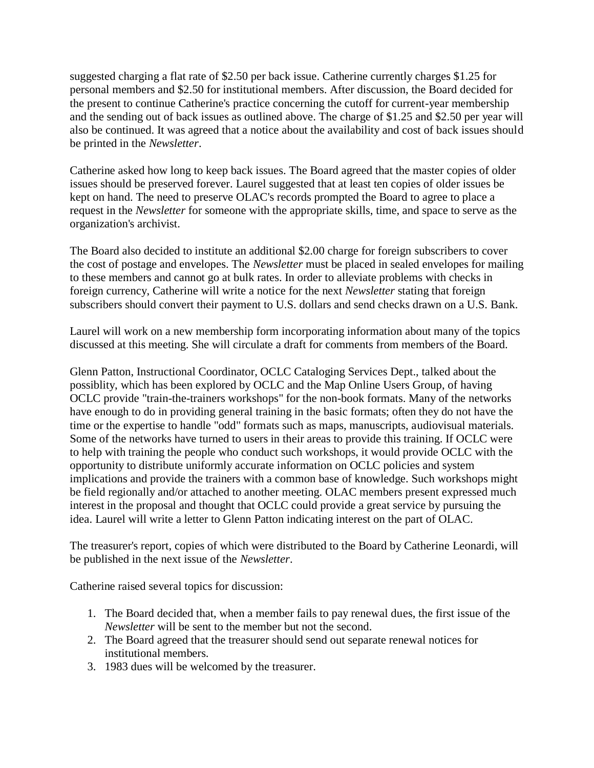suggested charging a flat rate of $2.50 per back issue. Catherine currently charges $1.25 for personal members and $2.50 for institutional members. After discussion, the Board decided for the present to continue Catherine's practice concerning the cutoff for current-year membership and the sending out of back issues as outlined above. The charge of $1.25 and $2.50 per year will also be continued. It was agreed that a notice about the availability and cost of back issues should be printed in the *Newsletter*.

Catherine asked how long to keep back issues. The Board agreed that the master copies of older issues should be preserved forever. Laurel suggested that at least ten copies of older issues be kept on hand. The need to preserve OLAC's records prompted the Board to agree to place a request in the *Newsletter* for someone with the appropriate skills, time, and space to serve as the organization's archivist.

The Board also decided to institute an additional $2.00 charge for foreign subscribers to cover the cost of postage and envelopes. The *Newsletter* must be placed in sealed envelopes for mailing to these members and cannot go at bulk rates. In order to alleviate problems with checks in foreign currency, Catherine will write a notice for the next *Newsletter* stating that foreign subscribers should convert their payment to U.S. dollars and send checks drawn on a U.S. Bank.

Laurel will work on a new membership form incorporating information about many of the topics discussed at this meeting. She will circulate a draft for comments from members of the Board.

Glenn Patton, Instructional Coordinator, OCLC Cataloging Services Dept., talked about the possiblity, which has been explored by OCLC and the Map Online Users Group, of having OCLC provide "train-the-trainers workshops" for the non-book formats. Many of the networks have enough to do in providing general training in the basic formats; often they do not have the time or the expertise to handle "odd" formats such as maps, manuscripts, audiovisual materials. Some of the networks have turned to users in their areas to provide this training. If OCLC were to help with training the people who conduct such workshops, it would provide OCLC with the opportunity to distribute uniformly accurate information on OCLC policies and system implications and provide the trainers with a common base of knowledge. Such workshops might be field regionally and/or attached to another meeting. OLAC members present expressed much interest in the proposal and thought that OCLC could provide a great service by pursuing the idea. Laurel will write a letter to Glenn Patton indicating interest on the part of OLAC.

The treasurer's report, copies of which were distributed to the Board by Catherine Leonardi, will be published in the next issue of the *Newsletter*.

Catherine raised several topics for discussion:

1. The Board decided that, when a member fails to pay renewal dues, the first issue of the *Newsletter* will be sent to the member but not the second.
2. The Board agreed that the treasurer should send out separate renewal notices for institutional members.
3. 1983 dues will be welcomed by the treasurer.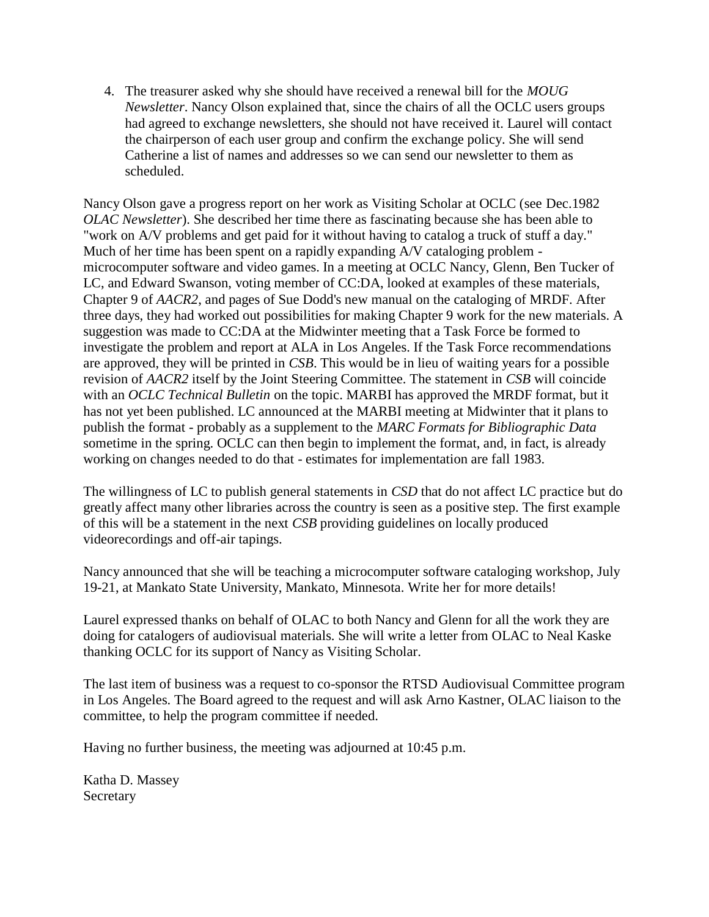4. The treasurer asked why she should have received a renewal bill for the *MOUG Newsletter*. Nancy Olson explained that, since the chairs of all the OCLC users groups had agreed to exchange newsletters, she should not have received it. Laurel will contact the chairperson of each user group and confirm the exchange policy. She will send Catherine a list of names and addresses so we can send our newsletter to them as scheduled.

Nancy Olson gave a progress report on her work as Visiting Scholar at OCLC (see Dec.1982 *OLAC Newsletter*). She described her time there as fascinating because she has been able to "work on A/V problems and get paid for it without having to catalog a truck of stuff a day." Much of her time has been spent on a rapidly expanding A/V cataloging problem - microcomputer software and video games. In a meeting at OCLC Nancy, Glenn, Ben Tucker of LC, and Edward Swanson, voting member of CC:DA, looked at examples of these materials, Chapter 9 of *AACR2*, and pages of Sue Dodd's new manual on the cataloging of MRDF. After three days, they had worked out possibilities for making Chapter 9 work for the new materials. A suggestion was made to CC:DA at the Midwinter meeting that a Task Force be formed to investigate the problem and report at ALA in Los Angeles. If the Task Force recommendations are approved, they will be printed in *CSB*. This would be in lieu of waiting years for a possible revision of *AACR2* itself by the Joint Steering Committee. The statement in *CSB* will coincide with an *OCLC Technical Bulletin* on the topic. MARBI has approved the MRDF format, but it has not yet been published. LC announced at the MARBI meeting at Midwinter that it plans to publish the format - probably as a supplement to the *MARC Formats for Bibliographic Data* sometime in the spring. OCLC can then begin to implement the format, and, in fact, is already working on changes needed to do that - estimates for implementation are fall 1983.

The willingness of LC to publish general statements in *CSD* that do not affect LC practice but do greatly affect many other libraries across the country is seen as a positive step. The first example of this will be a statement in the next *CSB* providing guidelines on locally produced videorecordings and off-air tapings.

Nancy announced that she will be teaching a microcomputer software cataloging workshop, July 19-21, at Mankato State University, Mankato, Minnesota. Write her for more details!

Laurel expressed thanks on behalf of OLAC to both Nancy and Glenn for all the work they are doing for catalogers of audiovisual materials. She will write a letter from OLAC to Neal Kaske thanking OCLC for its support of Nancy as Visiting Scholar.

The last item of business was a request to co-sponsor the RTSD Audiovisual Committee program in Los Angeles. The Board agreed to the request and will ask Arno Kastner, OLAC liaison to the committee, to help the program committee if needed.

Having no further business, the meeting was adjourned at 10:45 p.m.

Katha D. Massey  
Secretary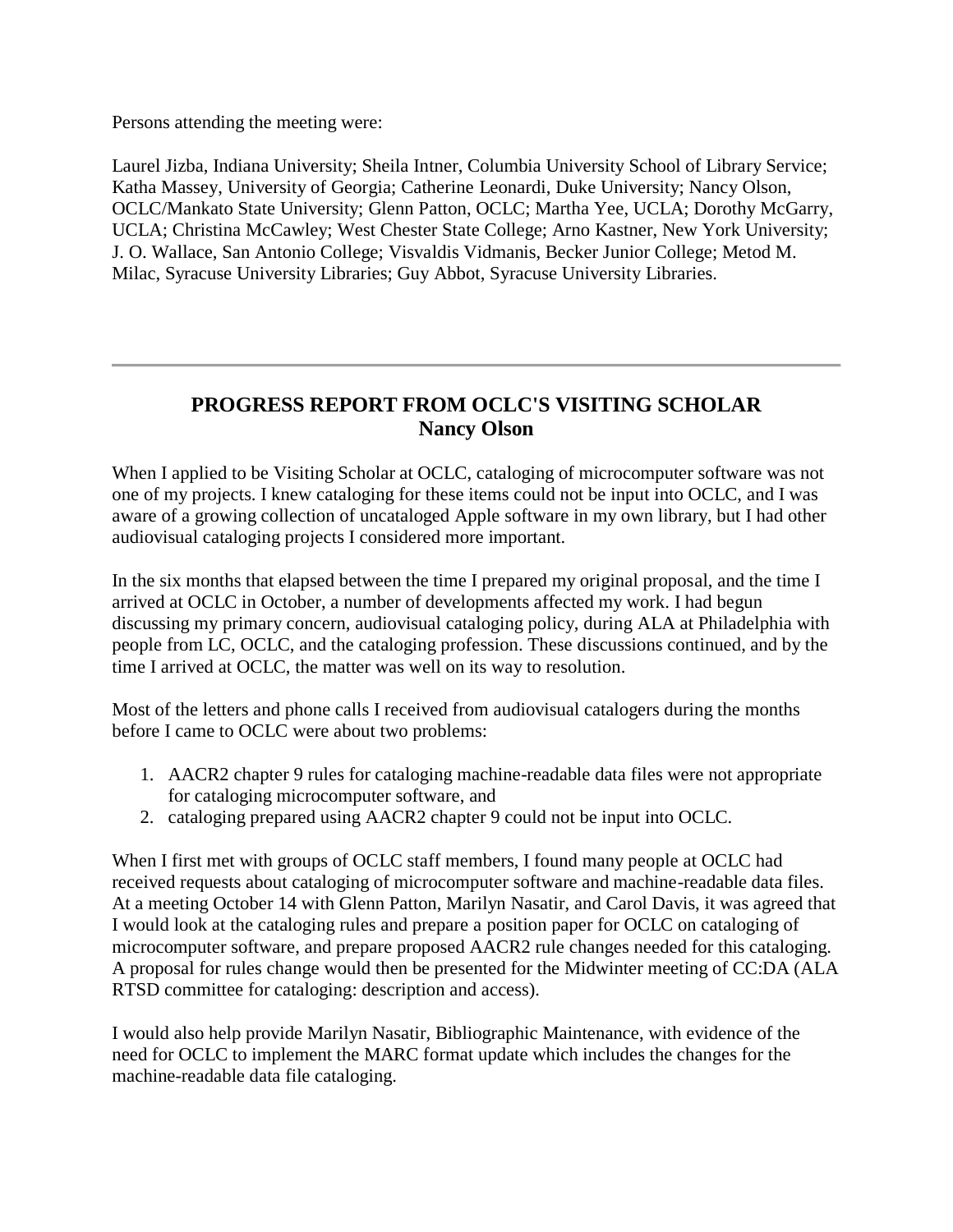Persons attending the meeting were:

Laurel Jizba, Indiana University; Sheila Intner, Columbia University School of Library Service; Katha Massey, University of Georgia; Catherine Leonardi, Duke University; Nancy Olson, OCLC/Mankato State University; Glenn Patton, OCLC; Martha Yee, UCLA; Dorothy McGarry, UCLA; Christina McCawley; West Chester State College; Arno Kastner, New York University; J. O. Wallace, San Antonio College; Visvaldis Vidmanis, Becker Junior College; Metod M. Milac, Syracuse University Libraries; Guy Abbot, Syracuse University Libraries.

---

## PROGRESS REPORT FROM OCLC'S VISITING SCHOLAR
**Nancy Olson**

When I applied to be Visiting Scholar at OCLC, cataloging of microcomputer software was not one of my projects. I knew cataloging for these items could not be input into OCLC, and I was aware of a growing collection of uncataloged Apple software in my own library, but I had other audiovisual cataloging projects I considered more important.

In the six months that elapsed between the time I prepared my original proposal, and the time I arrived at OCLC in October, a number of developments affected my work. I had begun discussing my primary concern, audiovisual cataloging policy, during ALA at Philadelphia with people from LC, OCLC, and the cataloging profession. These discussions continued, and by the time I arrived at OCLC, the matter was well on its way to resolution.

Most of the letters and phone calls I received from audiovisual catalogers during the months before I came to OCLC were about two problems:

1. AACR2 chapter 9 rules for cataloging machine-readable data files were not appropriate for cataloging microcomputer software, and
2. cataloging prepared using AACR2 chapter 9 could not be input into OCLC.

When I first met with groups of OCLC staff members, I found many people at OCLC had received requests about cataloging of microcomputer software and machine-readable data files. At a meeting October 14 with Glenn Patton, Marilyn Nasatir, and Carol Davis, it was agreed that I would look at the cataloging rules and prepare a position paper for OCLC on cataloging of microcomputer software, and prepare proposed AACR2 rule changes needed for this cataloging. A proposal for rules change would then be presented for the Midwinter meeting of CC:DA (ALA RTSD committee for cataloging: description and access).

I would also help provide Marilyn Nasatir, Bibliographic Maintenance, with evidence of the need for OCLC to implement the MARC format update which includes the changes for the machine-readable data file cataloging.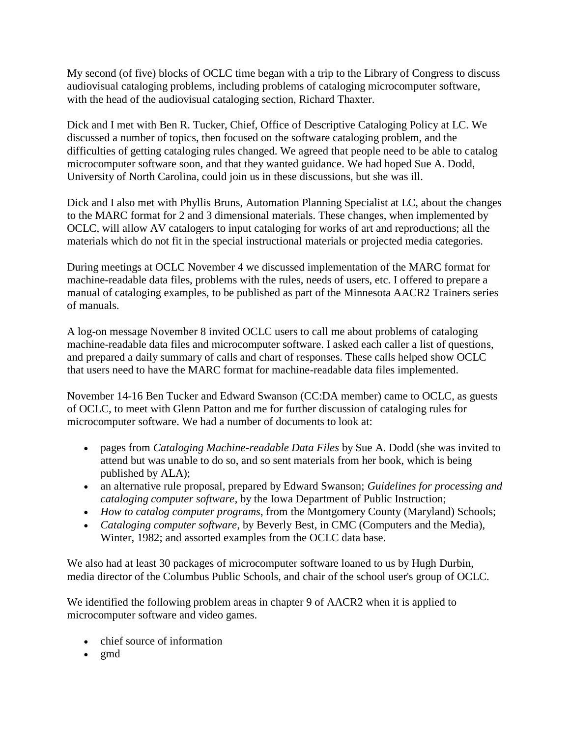My second (of five) blocks of OCLC time began with a trip to the Library of Congress to discuss audiovisual cataloging problems, including problems of cataloging microcomputer software, with the head of the audiovisual cataloging section, Richard Thaxter.

Dick and I met with Ben R. Tucker, Chief, Office of Descriptive Cataloging Policy at LC. We discussed a number of topics, then focused on the software cataloging problem, and the difficulties of getting cataloging rules changed. We agreed that people need to be able to catalog microcomputer software soon, and that they wanted guidance. We had hoped Sue A. Dodd, University of North Carolina, could join us in these discussions, but she was ill.

Dick and I also met with Phyllis Bruns, Automation Planning Specialist at LC, about the changes to the MARC format for 2 and 3 dimensional materials. These changes, when implemented by OCLC, will allow AV catalogers to input cataloging for works of art and reproductions; all the materials which do not fit in the special instructional materials or projected media categories.

During meetings at OCLC November 4 we discussed implementation of the MARC format for machine-readable data files, problems with the rules, needs of users, etc. I offered to prepare a manual of cataloging examples, to be published as part of the Minnesota AACR2 Trainers series of manuals.

A log-on message November 8 invited OCLC users to call me about problems of cataloging machine-readable data files and microcomputer software. I asked each caller a list of questions, and prepared a daily summary of calls and chart of responses. These calls helped show OCLC that users need to have the MARC format for machine-readable data files implemented.

November 14-16 Ben Tucker and Edward Swanson (CC:DA member) came to OCLC, as guests of OCLC, to meet with Glenn Patton and me for further discussion of cataloging rules for microcomputer software. We had a number of documents to look at:

- pages from *Cataloging Machine-readable Data Files* by Sue A. Dodd (she was invited to attend but was unable to do so, and so sent materials from her book, which is being published by ALA);
- an alternative rule proposal, prepared by Edward Swanson; *Guidelines for processing and cataloging computer software*, by the Iowa Department of Public Instruction;
- *How to catalog computer programs*, from the Montgomery County (Maryland) Schools;
- *Cataloging computer software*, by Beverly Best, in CMC (Computers and the Media), Winter, 1982; and assorted examples from the OCLC data base.

We also had at least 30 packages of microcomputer software loaned to us by Hugh Durbin, media director of the Columbus Public Schools, and chair of the school user's group of OCLC.

We identified the following problem areas in chapter 9 of AACR2 when it is applied to microcomputer software and video games.

- chief source of information
- gmd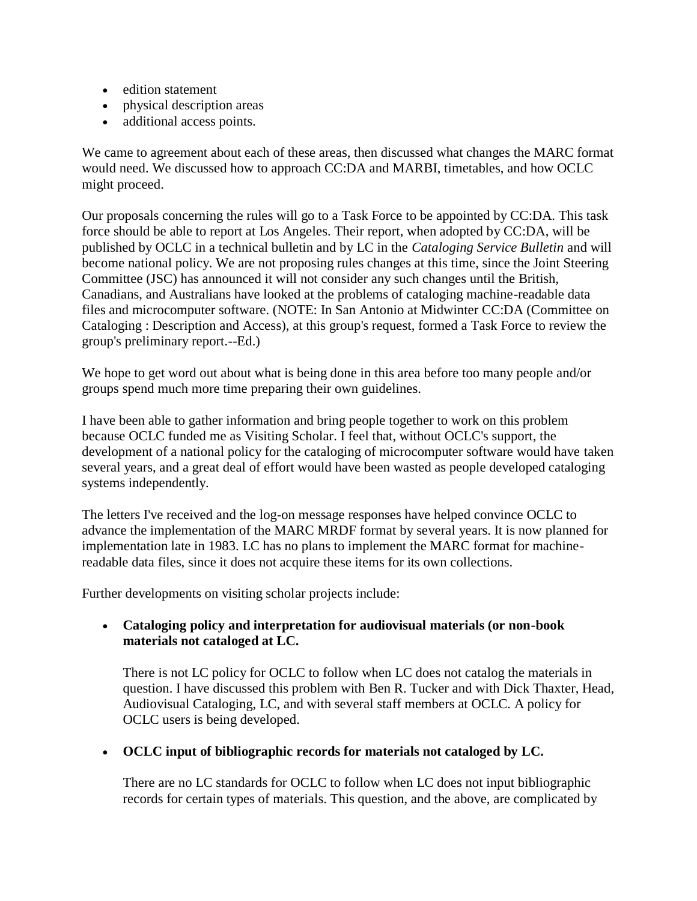- edition statement
- physical description areas
- additional access points.

We came to agreement about each of these areas, then discussed what changes the MARC format would need. We discussed how to approach CC:DA and MARBI, timetables, and how OCLC might proceed.

Our proposals concerning the rules will go to a Task Force to be appointed by CC:DA. This task force should be able to report at Los Angeles. Their report, when adopted by CC:DA, will be published by OCLC in a technical bulletin and by LC in the *Cataloging Service Bulletin* and will become national policy. We are not proposing rules changes at this time, since the Joint Steering Committee (JSC) has announced it will not consider any such changes until the British, Canadians, and Australians have looked at the problems of cataloging machine-readable data files and microcomputer software. (NOTE: In San Antonio at Midwinter CC:DA (Committee on Cataloging : Description and Access), at this group's request, formed a Task Force to review the group's preliminary report.--Ed.)

We hope to get word out about what is being done in this area before too many people and/or groups spend much more time preparing their own guidelines.

I have been able to gather information and bring people together to work on this problem because OCLC funded me as Visiting Scholar. I feel that, without OCLC's support, the development of a national policy for the cataloging of microcomputer software would have taken several years, and a great deal of effort would have been wasted as people developed cataloging systems independently.

The letters I've received and the log-on message responses have helped convince OCLC to advance the implementation of the MARC MRDF format by several years. It is now planned for implementation late in 1983. LC has no plans to implement the MARC format for machine-readable data files, since it does not acquire these items for its own collections.

Further developments on visiting scholar projects include:

- **Cataloging policy and interpretation for audiovisual materials (or non-book materials not cataloged at LC.**

  There is not LC policy for OCLC to follow when LC does not catalog the materials in question. I have discussed this problem with Ben R. Tucker and with Dick Thaxter, Head, Audiovisual Cataloging, LC, and with several staff members at OCLC. A policy for OCLC users is being developed.

- **OCLC input of bibliographic records for materials not cataloged by LC.**

  There are no LC standards for OCLC to follow when LC does not input bibliographic records for certain types of materials. This question, and the above, are complicated by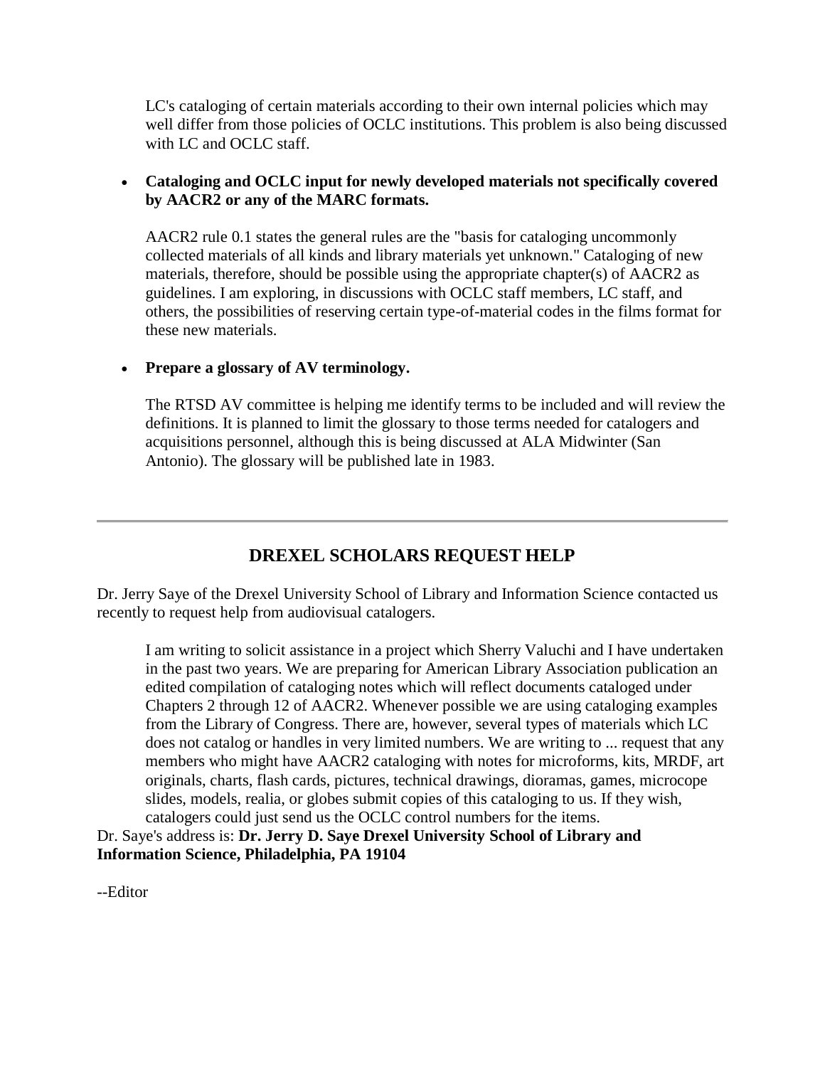LC's cataloging of certain materials according to their own internal policies which may well differ from those policies of OCLC institutions. This problem is also being discussed with LC and OCLC staff.

- **Cataloging and OCLC input for newly developed materials not specifically covered by AACR2 or any of the MARC formats.**

  AACR2 rule 0.1 states the general rules are the "basis for cataloging uncommonly collected materials of all kinds and library materials yet unknown." Cataloging of new materials, therefore, should be possible using the appropriate chapter(s) of AACR2 as guidelines. I am exploring, in discussions with OCLC staff members, LC staff, and others, the possibilities of reserving certain type-of-material codes in the films format for these new materials.

- **Prepare a glossary of AV terminology.**

  The RTSD AV committee is helping me identify terms to be included and will review the definitions. It is planned to limit the glossary to those terms needed for catalogers and acquisitions personnel, although this is being discussed at ALA Midwinter (San Antonio). The glossary will be published late in 1983.

---

## DREXEL SCHOLARS REQUEST HELP

Dr. Jerry Saye of the Drexel University School of Library and Information Science contacted us recently to request help from audiovisual catalogers.

> I am writing to solicit assistance in a project which Sherry Valuchi and I have undertaken in the past two years. We are preparing for American Library Association publication an edited compilation of cataloging notes which will reflect documents cataloged under Chapters 2 through 12 of AACR2. Whenever possible we are using cataloging examples from the Library of Congress. There are, however, several types of materials which LC does not catalog or handles in very limited numbers. We are writing to ... request that any members who might have AACR2 cataloging with notes for microforms, kits, MRDF, art originals, charts, flash cards, pictures, technical drawings, dioramas, games, microcope slides, models, realia, or globes submit copies of this cataloging to us. If they wish, catalogers could just send us the OCLC control numbers for the items.

Dr. Saye's address is: **Dr. Jerry D. Saye Drexel University School of Library and Information Science, Philadelphia, PA 19104**

--Editor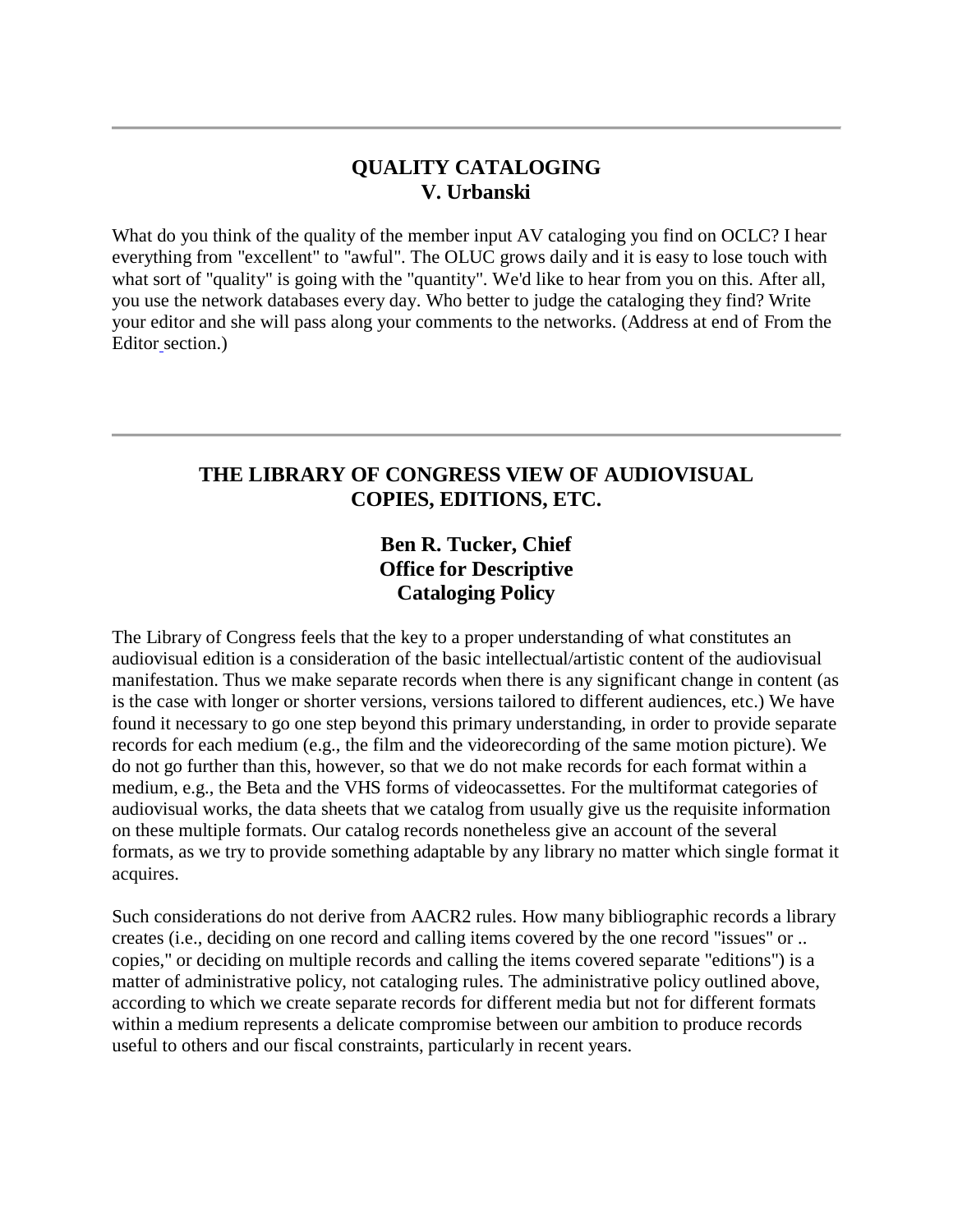---

## QUALITY CATALOGING
### V. Urbanski

What do you think of the quality of the member input AV cataloging you find on OCLC? I hear everything from "excellent" to "awful". The OLUC grows daily and it is easy to lose touch with what sort of "quality" is going with the "quantity". We'd like to hear from you on this. After all, you use the network databases every day. Who better to judge the cataloging they find? Write your editor and she will pass along your comments to the networks. (Address at end of From the Editor section.)

---

## THE LIBRARY OF CONGRESS VIEW OF AUDIOVISUAL COPIES, EDITIONS, ETC.

### Ben R. Tucker, Chief
### Office for Descriptive Cataloging Policy

The Library of Congress feels that the key to a proper understanding of what constitutes an audiovisual edition is a consideration of the basic intellectual/artistic content of the audiovisual manifestation. Thus we make separate records when there is any significant change in content (as is the case with longer or shorter versions, versions tailored to different audiences, etc.) We have found it necessary to go one step beyond this primary understanding, in order to provide separate records for each medium (e.g., the film and the videorecording of the same motion picture). We do not go further than this, however, so that we do not make records for each format within a medium, e.g., the Beta and the VHS forms of videocassettes. For the multiformat categories of audiovisual works, the data sheets that we catalog from usually give us the requisite information on these multiple formats. Our catalog records nonetheless give an account of the several formats, as we try to provide something adaptable by any library no matter which single format it acquires.

Such considerations do not derive from AACR2 rules. How many bibliographic records a library creates (i.e., deciding on one record and calling items covered by the one record "issues" or .. copies," or deciding on multiple records and calling the items covered separate "editions") is a matter of administrative policy, not cataloging rules. The administrative policy outlined above, according to which we create separate records for different media but not for different formats within a medium represents a delicate compromise between our ambition to produce records useful to others and our fiscal constraints, particularly in recent years.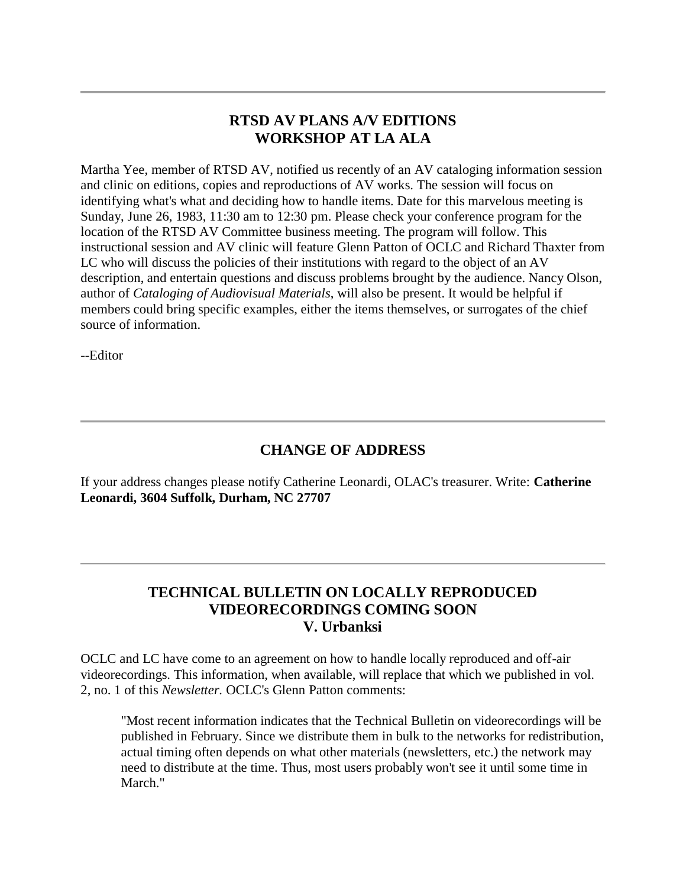---

## RTSD AV PLANS A/V EDITIONS WORKSHOP AT LA ALA

Martha Yee, member of RTSD AV, notified us recently of an AV cataloging information session and clinic on editions, copies and reproductions of AV works. The session will focus on identifying what's what and deciding how to handle items. Date for this marvelous meeting is Sunday, June 26, 1983, 11:30 am to 12:30 pm. Please check your conference program for the location of the RTSD AV Committee business meeting. The program will follow. This instructional session and AV clinic will feature Glenn Patton of OCLC and Richard Thaxter from LC who will discuss the policies of their institutions with regard to the object of an AV description, and entertain questions and discuss problems brought by the audience. Nancy Olson, author of *Cataloging of Audiovisual Materials*, will also be present. It would be helpful if members could bring specific examples, either the items themselves, or surrogates of the chief source of information.

--Editor

---

## CHANGE OF ADDRESS

If your address changes please notify Catherine Leonardi, OLAC's treasurer. Write: **Catherine Leonardi, 3604 Suffolk, Durham, NC 27707**

---

## TECHNICAL BULLETIN ON LOCALLY REPRODUCED VIDEORECORDINGS COMING SOON
### V. Urbanksi

OCLC and LC have come to an agreement on how to handle locally reproduced and off-air videorecordings. This information, when available, will replace that which we published in vol. 2, no. 1 of this *Newsletter.* OCLC's Glenn Patton comments:

> "Most recent information indicates that the Technical Bulletin on videorecordings will be published in February. Since we distribute them in bulk to the networks for redistribution, actual timing often depends on what other materials (newsletters, etc.) the network may need to distribute at the time. Thus, most users probably won't see it until some time in March."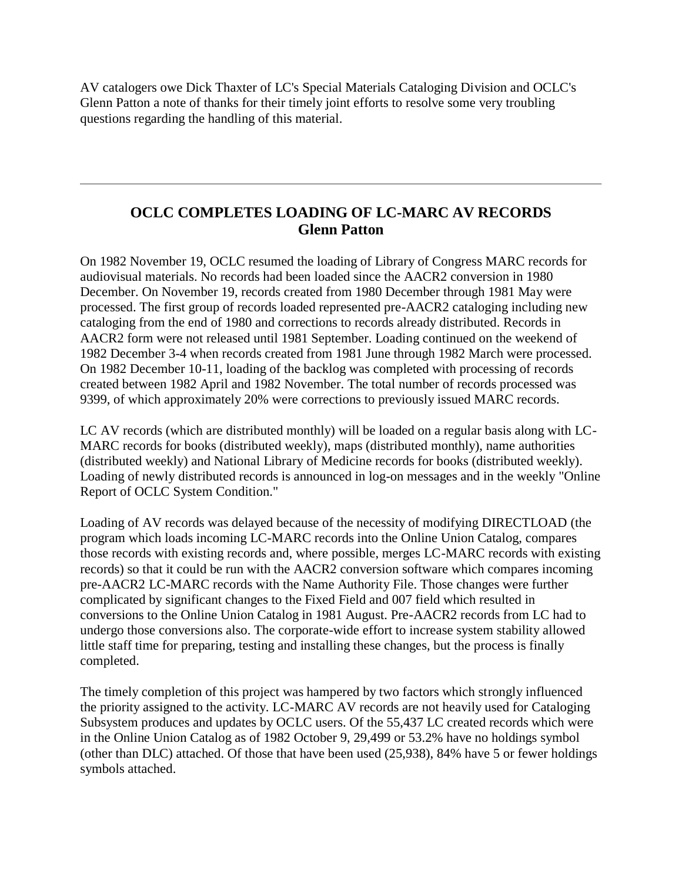AV catalogers owe Dick Thaxter of LC's Special Materials Cataloging Division and OCLC's Glenn Patton a note of thanks for their timely joint efforts to resolve some very troubling questions regarding the handling of this material.

---

## OCLC COMPLETES LOADING OF LC-MARC AV RECORDS
### Glenn Patton

On 1982 November 19, OCLC resumed the loading of Library of Congress MARC records for audiovisual materials. No records had been loaded since the AACR2 conversion in 1980 December. On November 19, records created from 1980 December through 1981 May were processed. The first group of records loaded represented pre-AACR2 cataloging including new cataloging from the end of 1980 and corrections to records already distributed. Records in AACR2 form were not released until 1981 September. Loading continued on the weekend of 1982 December 3-4 when records created from 1981 June through 1982 March were processed. On 1982 December 10-11, loading of the backlog was completed with processing of records created between 1982 April and 1982 November. The total number of records processed was 9399, of which approximately 20% were corrections to previously issued MARC records.

LC AV records (which are distributed monthly) will be loaded on a regular basis along with LC-MARC records for books (distributed weekly), maps (distributed monthly), name authorities (distributed weekly) and National Library of Medicine records for books (distributed weekly). Loading of newly distributed records is announced in log-on messages and in the weekly "Online Report of OCLC System Condition."

Loading of AV records was delayed because of the necessity of modifying DIRECTLOAD (the program which loads incoming LC-MARC records into the Online Union Catalog, compares those records with existing records and, where possible, merges LC-MARC records with existing records) so that it could be run with the AACR2 conversion software which compares incoming pre-AACR2 LC-MARC records with the Name Authority File. Those changes were further complicated by significant changes to the Fixed Field and 007 field which resulted in conversions to the Online Union Catalog in 1981 August. Pre-AACR2 records from LC had to undergo those conversions also. The corporate-wide effort to increase system stability allowed little staff time for preparing, testing and installing these changes, but the process is finally completed.

The timely completion of this project was hampered by two factors which strongly influenced the priority assigned to the activity. LC-MARC AV records are not heavily used for Cataloging Subsystem produces and updates by OCLC users. Of the 55,437 LC created records which were in the Online Union Catalog as of 1982 October 9, 29,499 or 53.2% have no holdings symbol (other than DLC) attached. Of those that have been used (25,938), 84% have 5 or fewer holdings symbols attached.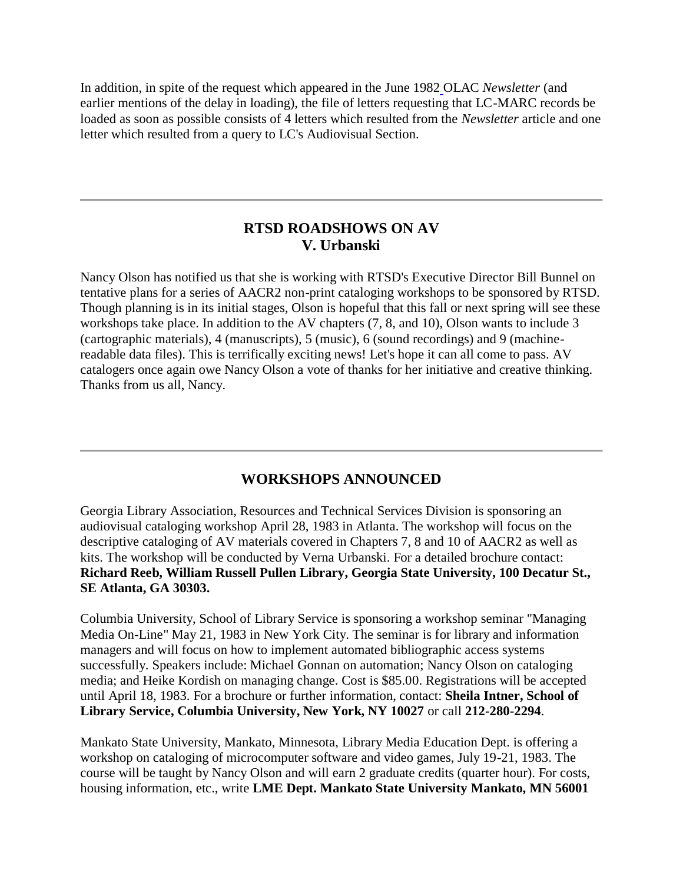In addition, in spite of the request which appeared in the June 1982 OLAC *Newsletter* (and earlier mentions of the delay in loading), the file of letters requesting that LC-MARC records be loaded as soon as possible consists of 4 letters which resulted from the *Newsletter* article and one letter which resulted from a query to LC's Audiovisual Section.

---

## RTSD ROADSHOWS ON AV
## V. Urbanski

Nancy Olson has notified us that she is working with RTSD's Executive Director Bill Bunnel on tentative plans for a series of AACR2 non-print cataloging workshops to be sponsored by RTSD. Though planning is in its initial stages, Olson is hopeful that this fall or next spring will see these workshops take place. In addition to the AV chapters (7, 8, and 10), Olson wants to include 3 (cartographic materials), 4 (manuscripts), 5 (music), 6 (sound recordings) and 9 (machine-readable data files). This is terrifically exciting news! Let's hope it can all come to pass. AV catalogers once again owe Nancy Olson a vote of thanks for her initiative and creative thinking. Thanks from us all, Nancy.

---

## WORKSHOPS ANNOUNCED

Georgia Library Association, Resources and Technical Services Division is sponsoring an audiovisual cataloging workshop April 28, 1983 in Atlanta. The workshop will focus on the descriptive cataloging of AV materials covered in Chapters 7, 8 and 10 of AACR2 as well as kits. The workshop will be conducted by Verna Urbanski. For a detailed brochure contact: **Richard Reeb, William Russell Pullen Library, Georgia State University, 100 Decatur St., SE Atlanta, GA 30303.**

Columbia University, School of Library Service is sponsoring a workshop seminar "Managing Media On-Line" May 21, 1983 in New York City. The seminar is for library and information managers and will focus on how to implement automated bibliographic access systems successfully. Speakers include: Michael Gonnan on automation; Nancy Olson on cataloging media; and Heike Kordish on managing change. Cost is $85.00. Registrations will be accepted until April 18, 1983. For a brochure or further information, contact: **Sheila Intner, School of Library Service, Columbia University, New York, NY 10027** or call **212-280-2294**.

Mankato State University, Mankato, Minnesota, Library Media Education Dept. is offering a workshop on cataloging of microcomputer software and video games, July 19-21, 1983. The course will be taught by Nancy Olson and will earn 2 graduate credits (quarter hour). For costs, housing information, etc., write **LME Dept. Mankato State University Mankato, MN 56001**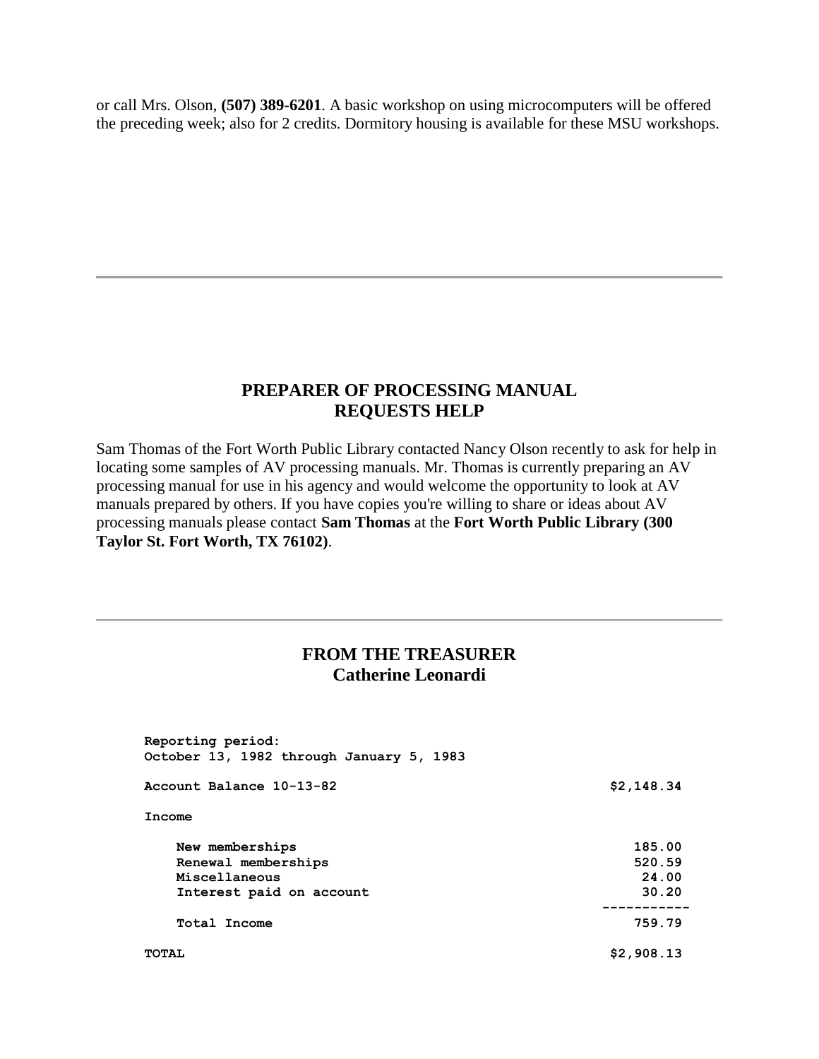or call Mrs. Olson, **(507) 389-6201**. A basic workshop on using microcomputers will be offered the preceding week; also for 2 credits. Dormitory housing is available for these MSU workshops.

---

## PREPARER OF PROCESSING MANUAL REQUESTS HELP

Sam Thomas of the Fort Worth Public Library contacted Nancy Olson recently to ask for help in locating some samples of AV processing manuals. Mr. Thomas is currently preparing an AV processing manual for use in his agency and would welcome the opportunity to look at AV manuals prepared by others. If you have copies you're willing to share or ideas about AV processing manuals please contact **Sam Thomas** at the **Fort Worth Public Library (300 Taylor St. Fort Worth, TX 76102)**.

---

## FROM THE TREASURER
## Catherine Leonardi

```
Reporting period:
October 13, 1982 through January 5, 1983

Account Balance 10-13-82                                $2,148.34

Income

    New memberships                                        185.00
    Renewal memberships                                    520.59
    Miscellaneous                                           24.00
    Interest paid on account                                30.20
                                                       -----------
    Total Income                                           759.79

TOTAL                                                   $2,908.13
```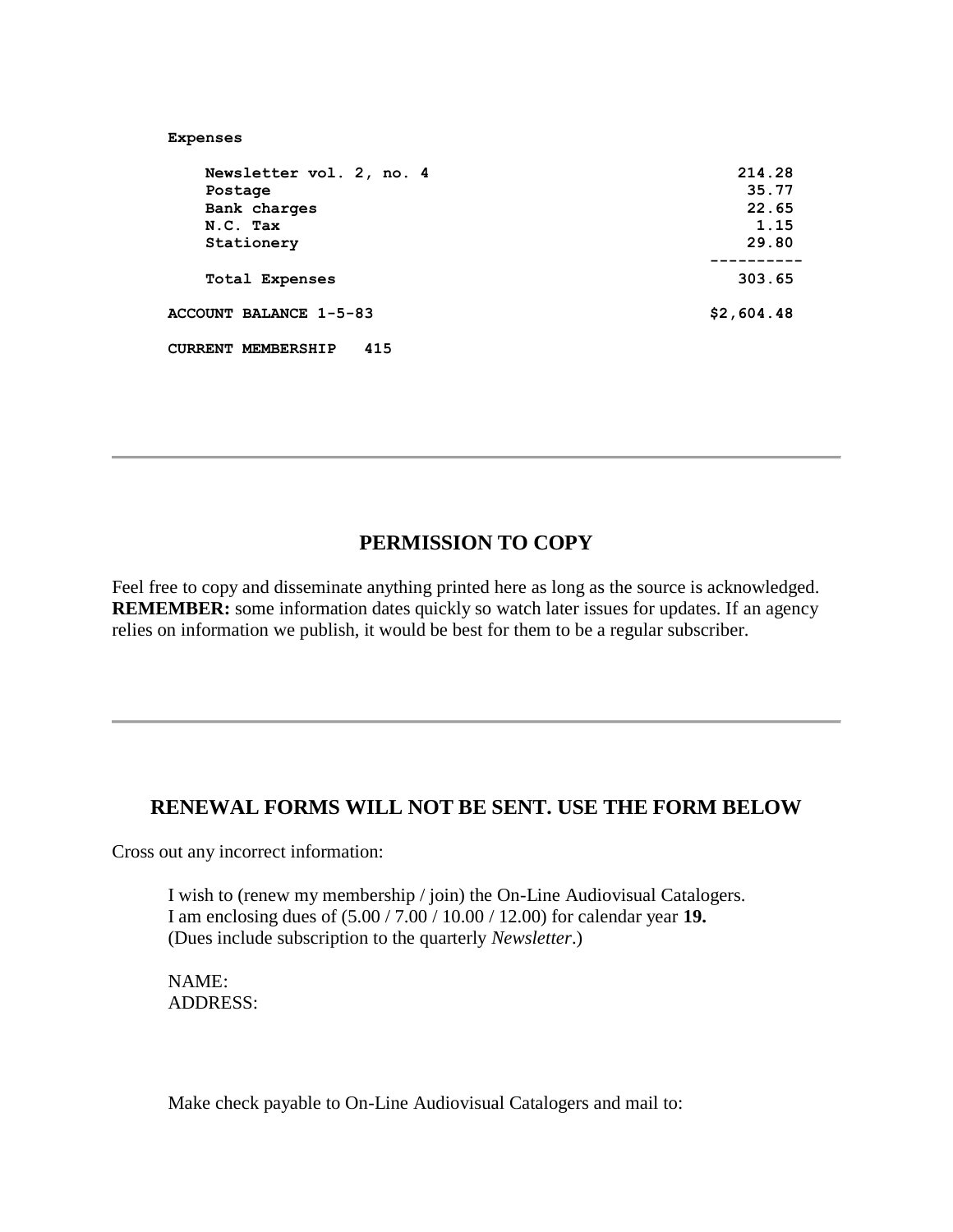**Expenses**

| | |
|---|---|
| Newsletter vol. 2, no. 4 | 214.28 |
| Postage | 35.77 |
| Bank charges | 22.65 |
| N.C. Tax | 1.15 |
| Stationery | 29.80 |
| Total Expenses | 303.65 |

**ACCOUNT BALANCE 1-5-83** $2,604.48

**CURRENT MEMBERSHIP 415**

---

## PERMISSION TO COPY

Feel free to copy and disseminate anything printed here as long as the source is acknowledged. **REMEMBER:** some information dates quickly so watch later issues for updates. If an agency relies on information we publish, it would be best for them to be a regular subscriber.

---

## RENEWAL FORMS WILL NOT BE SENT. USE THE FORM BELOW

Cross out any incorrect information:

> I wish to (renew my membership / join) the On-Line Audiovisual Catalogers.
> I am enclosing dues of (5.00 / 7.00 / 10.00 / 12.00) for calendar year **19.**
> (Dues include subscription to the quarterly *Newsletter*.)
>
> NAME:
> ADDRESS:
>
> Make check payable to On-Line Audiovisual Catalogers and mail to: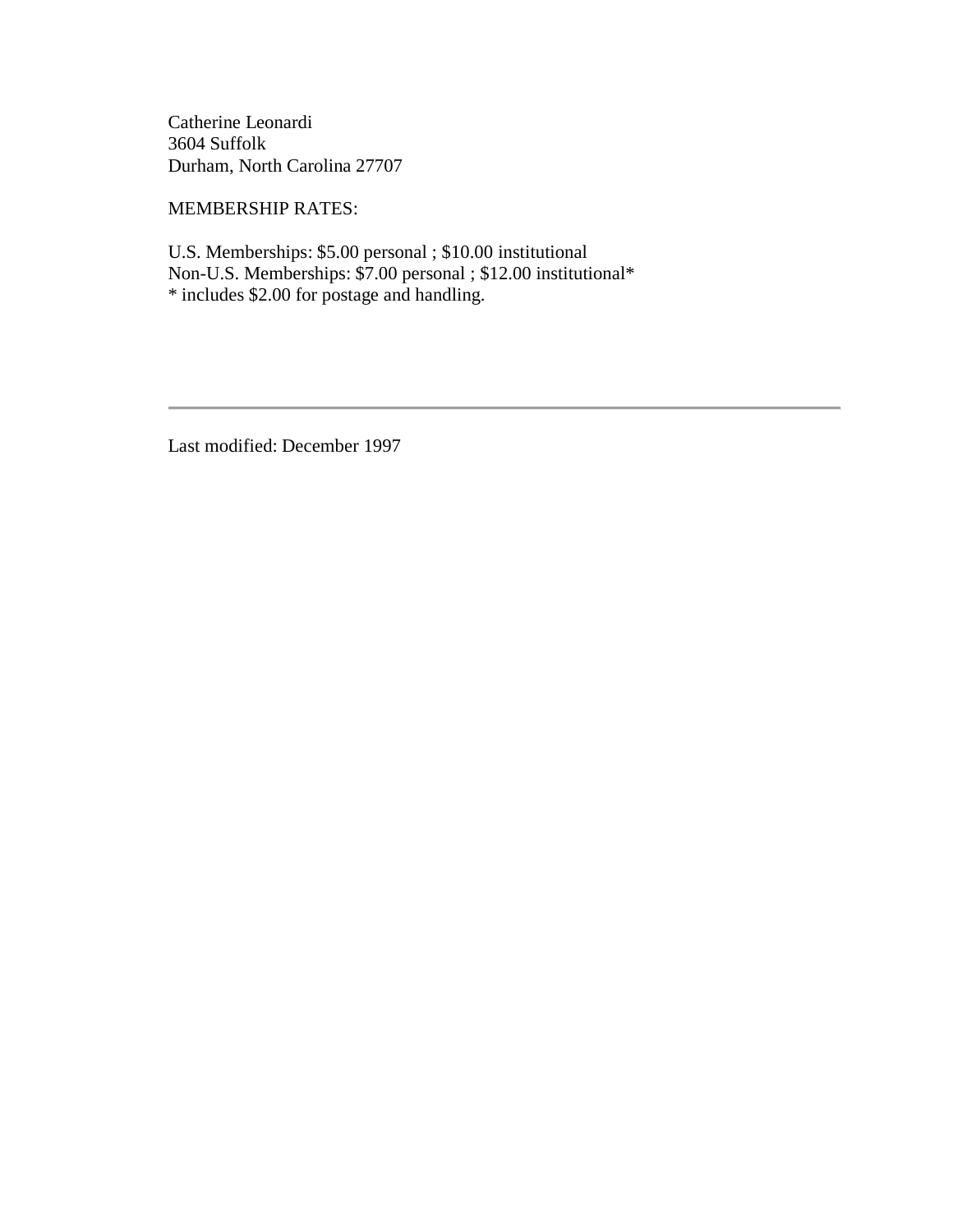Catherine Leonardi
3604 Suffolk
Durham, North Carolina 27707

MEMBERSHIP RATES:

U.S. Memberships: $5.00 personal ; $10.00 institutional
Non-U.S. Memberships: $7.00 personal ; $12.00 institutional*
* includes $2.00 for postage and handling.

---

Last modified: December 1997